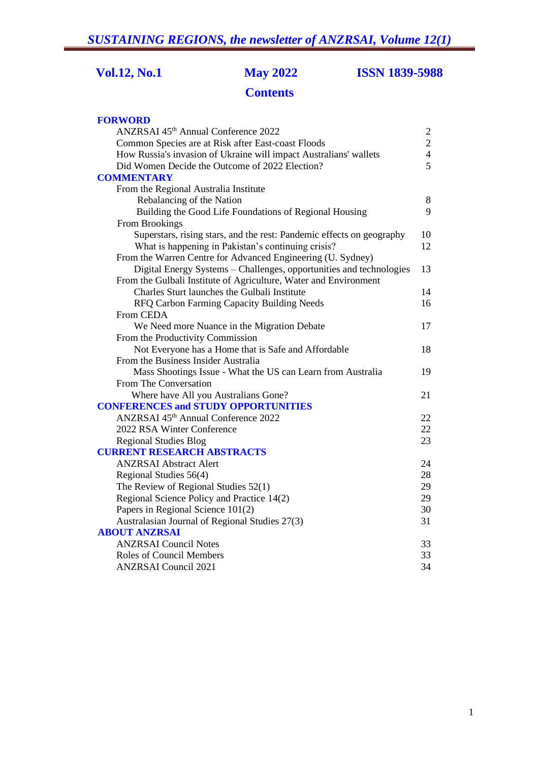*SUSTAINING REGIONS, the newsletter of ANZRSAI, Volume 12(1)*

**Vol.12, No.1** **May 2022** **ISSN 1839-5988**

# Contents

| | |
|---|---|
| **FORWORD** | |
| ANZRSAI 45th Annual Conference 2022 | 2 |
| Common Species are at Risk after East-coast Floods | 2 |
| How Russia's invasion of Ukraine will impact Australians' wallets | 4 |
| Did Women Decide the Outcome of 2022 Election? | 5 |
| **COMMENTARY** | |
| From the Regional Australia Institute | |
| Rebalancing of the Nation | 8 |
| Building the Good Life Foundations of Regional Housing | 9 |
| From Brookings | |
| Superstars, rising stars, and the rest: Pandemic effects on geography | 10 |
| What is happening in Pakistan's continuing crisis? | 12 |
| From the Warren Centre for Advanced Engineering (U. Sydney) | |
| Digital Energy Systems – Challenges, opportunities and technologies | 13 |
| From the Gulbali Institute of Agriculture, Water and Environment | |
| Charles Sturt launches the Gulbali Institute | 14 |
| RFQ Carbon Farming Capacity Building Needs | 16 |
| From CEDA | |
| We Need more Nuance in the Migration Debate | 17 |
| From the Productivity Commission | |
| Not Everyone has a Home that is Safe and Affordable | 18 |
| From the Business Insider Australia | |
| Mass Shootings Issue - What the US can Learn from Australia | 19 |
| From The Conversation | |
| Where have All you Australians Gone? | 21 |
| **CONFERENCES and STUDY OPPORTUNITIES** | |
| ANZRSAI 45th Annual Conference 2022 | 22 |
| 2022 RSA Winter Conference | 22 |
| Regional Studies Blog | 23 |
| **CURRENT RESEARCH ABSTRACTS** | |
| ANZRSAI Abstract Alert | 24 |
| Regional Studies 56(4) | 28 |
| The Review of Regional Studies 52(1) | 29 |
| Regional Science Policy and Practice 14(2) | 29 |
| Papers in Regional Science 101(2) | 30 |
| Australasian Journal of Regional Studies 27(3) | 31 |
| **ABOUT ANZRSAI** | |
| ANZRSAI Council Notes | 33 |
| Roles of Council Members | 33 |
| ANZRSAI Council 2021 | 34 |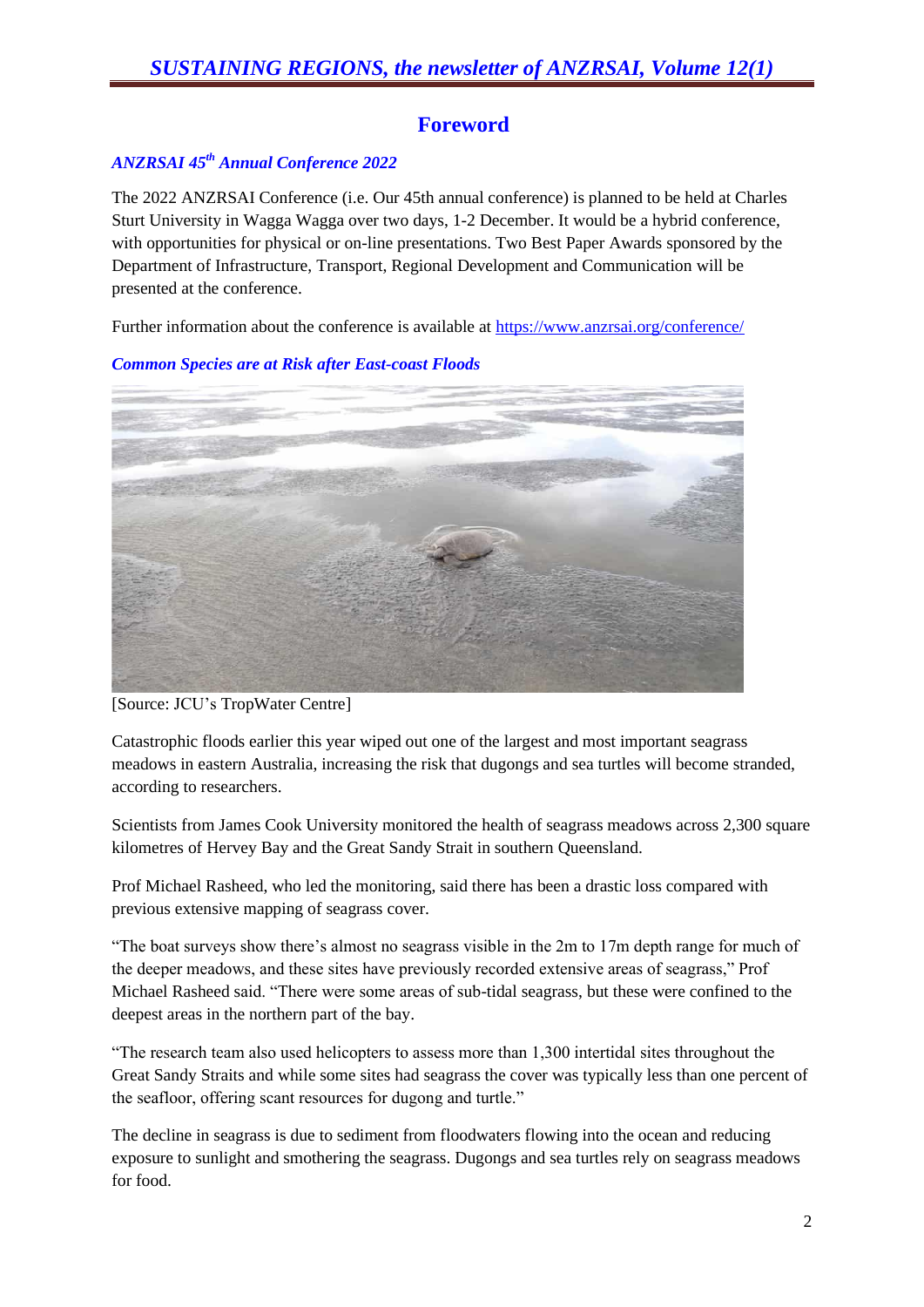# Foreword

### *ANZRSAI 45th Annual Conference 2022*

The 2022 ANZRSAI Conference (i.e. Our 45th annual conference) is planned to be held at Charles Sturt University in Wagga Wagga over two days, 1-2 December. It would be a hybrid conference, with opportunities for physical or on-line presentations. Two Best Paper Awards sponsored by the Department of Infrastructure, Transport, Regional Development and Communication will be presented at the conference.

Further information about the conference is available at https://www.anzrsai.org/conference/

### *Common Species are at Risk after East-coast Floods*

[Source: JCU's TropWater Centre]

Catastrophic floods earlier this year wiped out one of the largest and most important seagrass meadows in eastern Australia, increasing the risk that dugongs and sea turtles will become stranded, according to researchers.

Scientists from James Cook University monitored the health of seagrass meadows across 2,300 square kilometres of Hervey Bay and the Great Sandy Strait in southern Queensland.

Prof Michael Rasheed, who led the monitoring, said there has been a drastic loss compared with previous extensive mapping of seagrass cover.

"The boat surveys show there's almost no seagrass visible in the 2m to 17m depth range for much of the deeper meadows, and these sites have previously recorded extensive areas of seagrass," Prof Michael Rasheed said. "There were some areas of sub-tidal seagrass, but these were confined to the deepest areas in the northern part of the bay.

"The research team also used helicopters to assess more than 1,300 intertidal sites throughout the Great Sandy Straits and while some sites had seagrass the cover was typically less than one percent of the seafloor, offering scant resources for dugong and turtle."

The decline in seagrass is due to sediment from floodwaters flowing into the ocean and reducing exposure to sunlight and smothering the seagrass. Dugongs and sea turtles rely on seagrass meadows for food.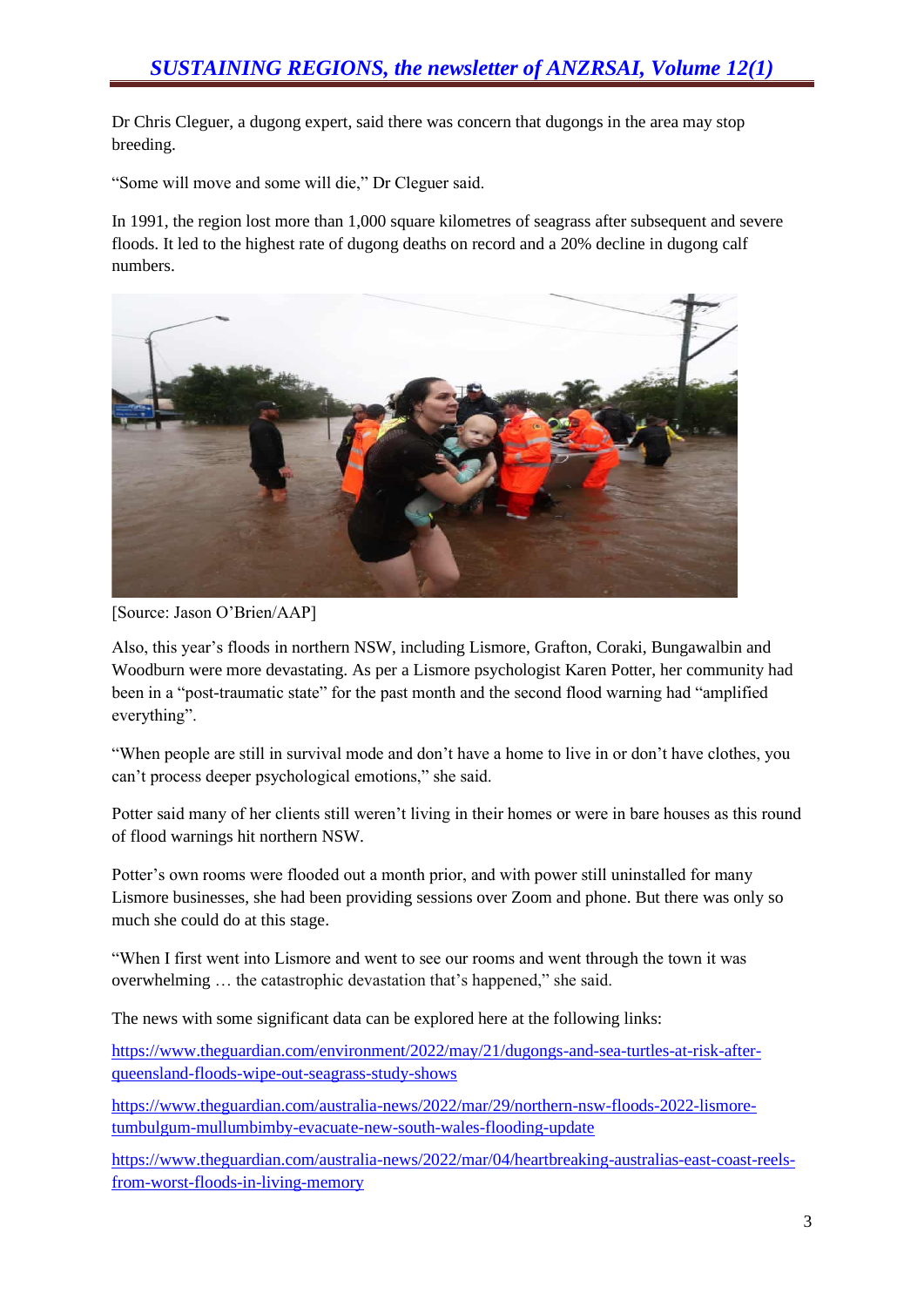Dr Chris Cleguer, a dugong expert, said there was concern that dugongs in the area may stop breeding.

"Some will move and some will die," Dr Cleguer said.

In 1991, the region lost more than 1,000 square kilometres of seagrass after subsequent and severe floods. It led to the highest rate of dugong deaths on record and a 20% decline in dugong calf numbers.

[Source: Jason O'Brien/AAP]

Also, this year's floods in northern NSW, including Lismore, Grafton, Coraki, Bungawalbin and Woodburn were more devastating. As per a Lismore psychologist Karen Potter, her community had been in a "post-traumatic state" for the past month and the second flood warning had "amplified everything".

"When people are still in survival mode and don't have a home to live in or don't have clothes, you can't process deeper psychological emotions," she said.

Potter said many of her clients still weren't living in their homes or were in bare houses as this round of flood warnings hit northern NSW.

Potter's own rooms were flooded out a month prior, and with power still uninstalled for many Lismore businesses, she had been providing sessions over Zoom and phone. But there was only so much she could do at this stage.

"When I first went into Lismore and went to see our rooms and went through the town it was overwhelming … the catastrophic devastation that's happened," she said.

The news with some significant data can be explored here at the following links:

https://www.theguardian.com/environment/2022/may/21/dugongs-and-sea-turtles-at-risk-after-queensland-floods-wipe-out-seagrass-study-shows

https://www.theguardian.com/australia-news/2022/mar/29/northern-nsw-floods-2022-lismore-tumbulgum-mullumbimby-evacuate-new-south-wales-flooding-update

https://www.theguardian.com/australia-news/2022/mar/04/heartbreaking-australias-east-coast-reels-from-worst-floods-in-living-memory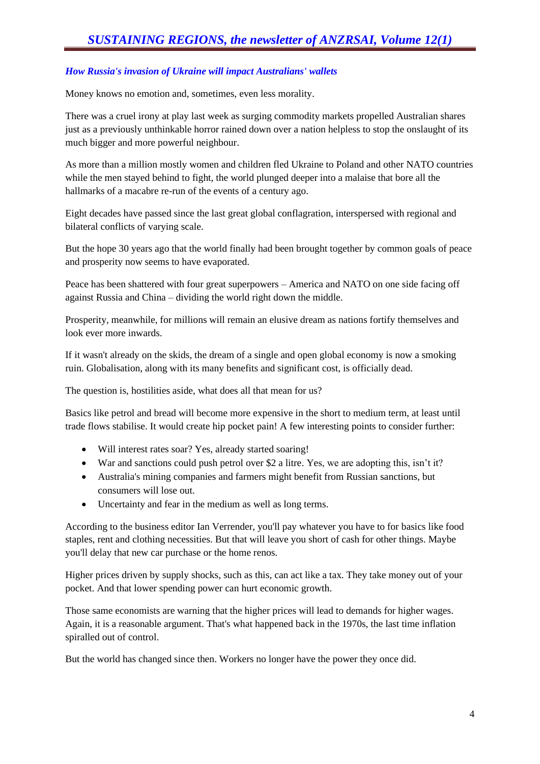### *How Russia's invasion of Ukraine will impact Australians' wallets*

Money knows no emotion and, sometimes, even less morality.

There was a cruel irony at play last week as surging commodity markets propelled Australian shares just as a previously unthinkable horror rained down over a nation helpless to stop the onslaught of its much bigger and more powerful neighbour.

As more than a million mostly women and children fled Ukraine to Poland and other NATO countries while the men stayed behind to fight, the world plunged deeper into a malaise that bore all the hallmarks of a macabre re-run of the events of a century ago.

Eight decades have passed since the last great global conflagration, interspersed with regional and bilateral conflicts of varying scale.

But the hope 30 years ago that the world finally had been brought together by common goals of peace and prosperity now seems to have evaporated.

Peace has been shattered with four great superpowers – America and NATO on one side facing off against Russia and China – dividing the world right down the middle.

Prosperity, meanwhile, for millions will remain an elusive dream as nations fortify themselves and look ever more inwards.

If it wasn't already on the skids, the dream of a single and open global economy is now a smoking ruin. Globalisation, along with its many benefits and significant cost, is officially dead.

The question is, hostilities aside, what does all that mean for us?

Basics like petrol and bread will become more expensive in the short to medium term, at least until trade flows stabilise. It would create hip pocket pain! A few interesting points to consider further:

- Will interest rates soar? Yes, already started soaring!
- War and sanctions could push petrol over $2 a litre. Yes, we are adopting this, isn't it?
- Australia's mining companies and farmers might benefit from Russian sanctions, but consumers will lose out.
- Uncertainty and fear in the medium as well as long terms.

According to the business editor Ian Verrender, you'll pay whatever you have to for basics like food staples, rent and clothing necessities. But that will leave you short of cash for other things. Maybe you'll delay that new car purchase or the home renos.

Higher prices driven by supply shocks, such as this, can act like a tax. They take money out of your pocket. And that lower spending power can hurt economic growth.

Those same economists are warning that the higher prices will lead to demands for higher wages. Again, it is a reasonable argument. That's what happened back in the 1970s, the last time inflation spiralled out of control.

But the world has changed since then. Workers no longer have the power they once did.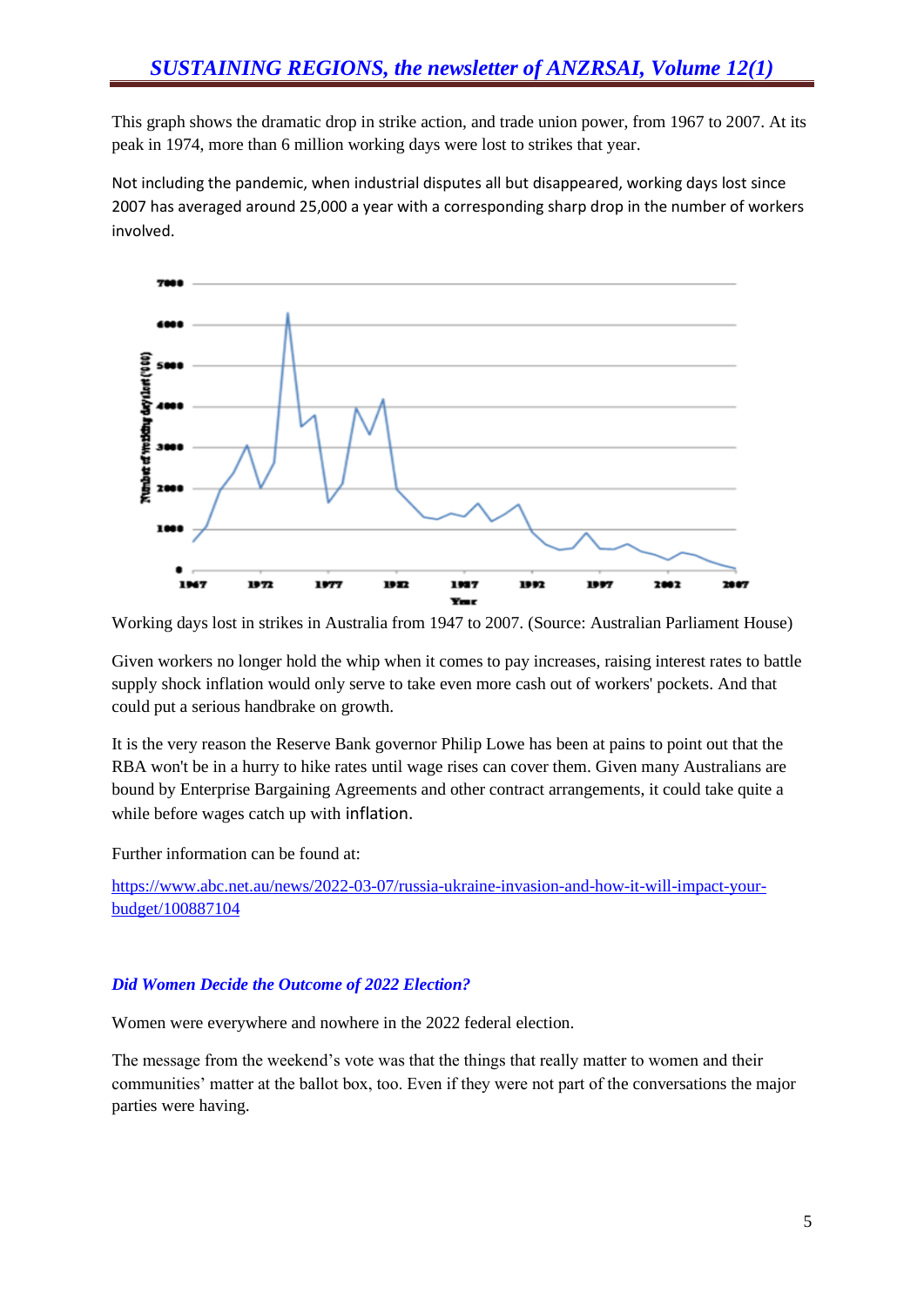This graph shows the dramatic drop in strike action, and trade union power, from 1967 to 2007. At its peak in 1974, more than 6 million working days were lost to strikes that year.

Not including the pandemic, when industrial disputes all but disappeared, working days lost since 2007 has averaged around 25,000 a year with a corresponding sharp drop in the number of workers involved.

Working days lost in strikes in Australia from 1947 to 2007. (Source: Australian Parliament House)

Given workers no longer hold the whip when it comes to pay increases, raising interest rates to battle supply shock inflation would only serve to take even more cash out of workers' pockets. And that could put a serious handbrake on growth.

It is the very reason the Reserve Bank governor Philip Lowe has been at pains to point out that the RBA won't be in a hurry to hike rates until wage rises can cover them. Given many Australians are bound by Enterprise Bargaining Agreements and other contract arrangements, it could take quite a while before wages catch up with inflation.

Further information can be found at:

https://www.abc.net.au/news/2022-03-07/russia-ukraine-invasion-and-how-it-will-impact-your-budget/100887104

### *Did Women Decide the Outcome of 2022 Election?*

Women were everywhere and nowhere in the 2022 federal election.

The message from the weekend's vote was that the things that really matter to women and their communities' matter at the ballot box, too. Even if they were not part of the conversations the major parties were having.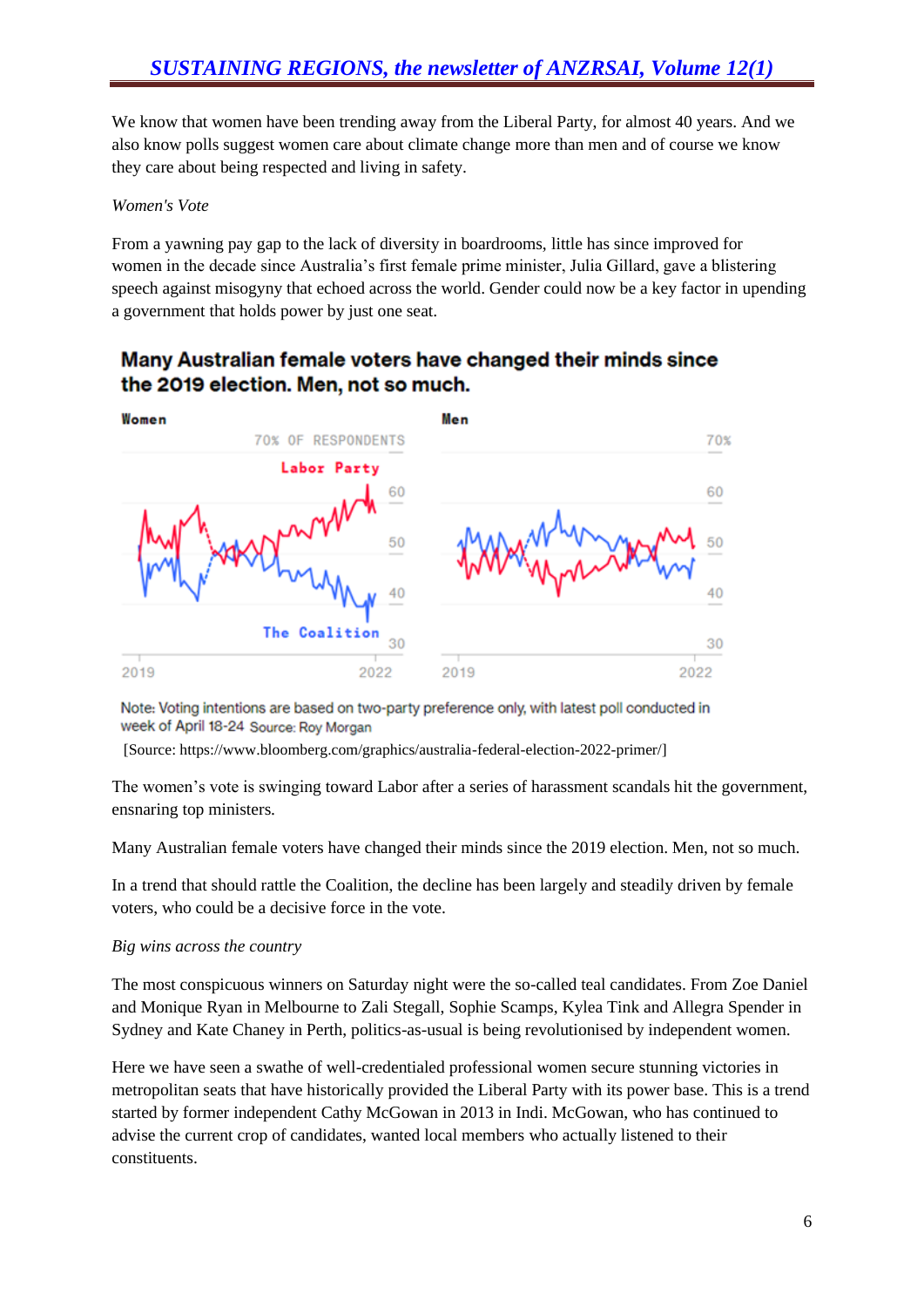We know that women have been trending away from the Liberal Party, for almost 40 years. And we also know polls suggest women care about climate change more than men and of course we know they care about being respected and living in safety.

*Women's Vote*

From a yawning pay gap to the lack of diversity in boardrooms, little has since improved for women in the decade since Australia's first female prime minister, Julia Gillard, gave a blistering speech against misogyny that echoed across the world. Gender could now be a key factor in upending a government that holds power by just one seat.

**Many Australian female voters have changed their minds since the 2019 election. Men, not so much.**

Note: Voting intentions are based on two-party preference only, with latest poll conducted in week of April 18-24 Source: Roy Morgan

[Source: https://www.bloomberg.com/graphics/australia-federal-election-2022-primer/]

The women's vote is swinging toward Labor after a series of harassment scandals hit the government, ensnaring top ministers.

Many Australian female voters have changed their minds since the 2019 election. Men, not so much.

In a trend that should rattle the Coalition, the decline has been largely and steadily driven by female voters, who could be a decisive force in the vote.

*Big wins across the country*

The most conspicuous winners on Saturday night were the so-called teal candidates. From Zoe Daniel and Monique Ryan in Melbourne to Zali Stegall, Sophie Scamps, Kylea Tink and Allegra Spender in Sydney and Kate Chaney in Perth, politics-as-usual is being revolutionised by independent women.

Here we have seen a swathe of well-credentialed professional women secure stunning victories in metropolitan seats that have historically provided the Liberal Party with its power base. This is a trend started by former independent Cathy McGowan in 2013 in Indi. McGowan, who has continued to advise the current crop of candidates, wanted local members who actually listened to their constituents.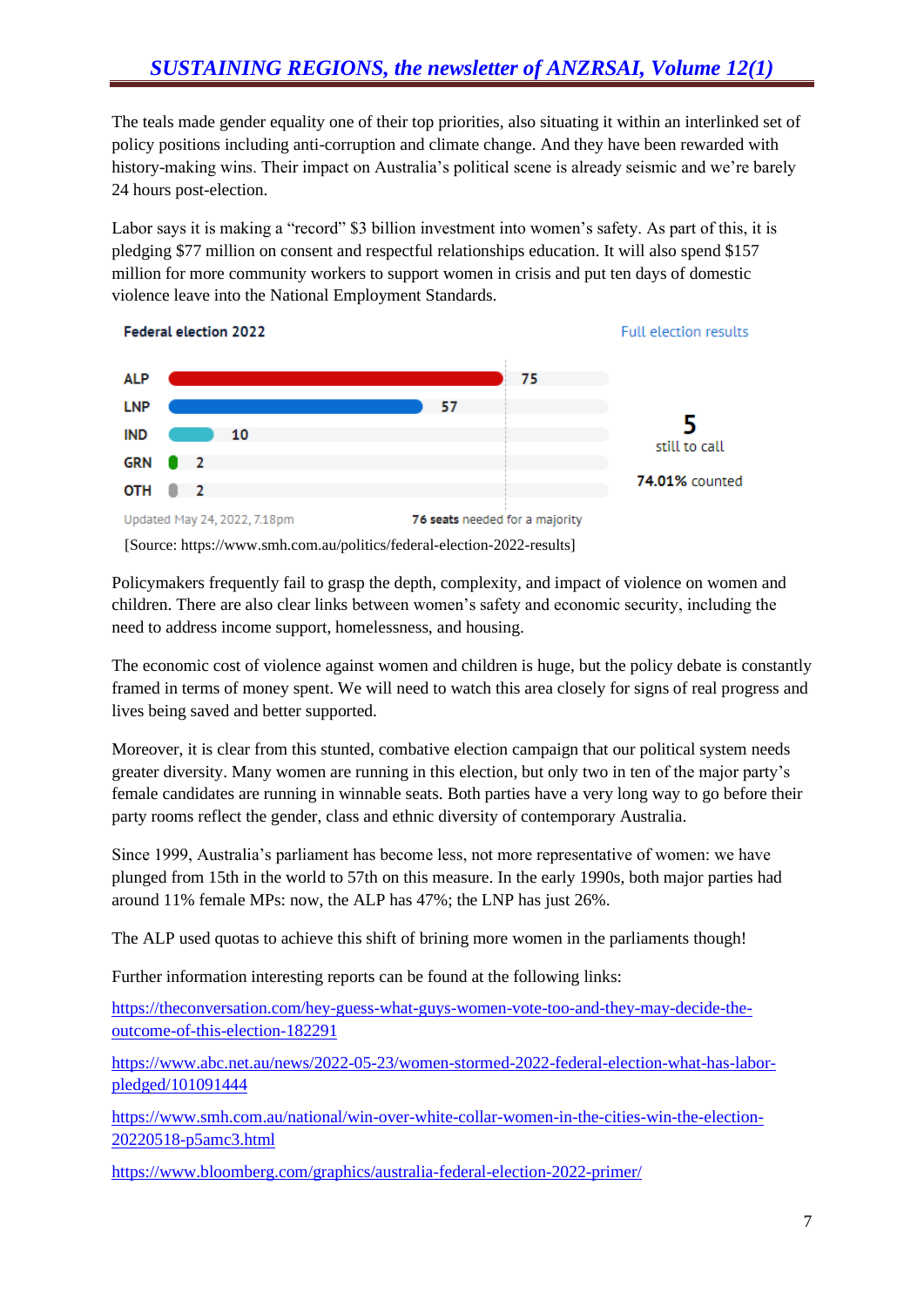The teals made gender equality one of their top priorities, also situating it within an interlinked set of policy positions including anti-corruption and climate change. And they have been rewarded with history-making wins. Their impact on Australia's political scene is already seismic and we're barely 24 hours post-election.

Labor says it is making a "record" $3 billion investment into women's safety. As part of this, it is pledging $77 million on consent and respectful relationships education. It will also spend $157 million for more community workers to support women in crisis and put ten days of domestic violence leave into the National Employment Standards.

**Federal election 2022** — Full election results

| Party | Seats |
|---|---|
| ALP | 75 |
| LNP | 57 |
| IND | 10 |
| GRN | 2 |
| OTH | 2 |

**5** still to call

**74.01%** counted

Updated May 24, 2022, 7.18pm — **76 seats** needed for a majority

[Source: https://www.smh.com.au/politics/federal-election-2022-results]

Policymakers frequently fail to grasp the depth, complexity, and impact of violence on women and children. There are also clear links between women's safety and economic security, including the need to address income support, homelessness, and housing.

The economic cost of violence against women and children is huge, but the policy debate is constantly framed in terms of money spent. We will need to watch this area closely for signs of real progress and lives being saved and better supported.

Moreover, it is clear from this stunted, combative election campaign that our political system needs greater diversity. Many women are running in this election, but only two in ten of the major party's female candidates are running in winnable seats. Both parties have a very long way to go before their party rooms reflect the gender, class and ethnic diversity of contemporary Australia.

Since 1999, Australia's parliament has become less, not more representative of women: we have plunged from 15th in the world to 57th on this measure. In the early 1990s, both major parties had around 11% female MPs: now, the ALP has 47%; the LNP has just 26%.

The ALP used quotas to achieve this shift of brining more women in the parliaments though!

Further information interesting reports can be found at the following links:

https://theconversation.com/hey-guess-what-guys-women-vote-too-and-they-may-decide-the-outcome-of-this-election-182291

https://www.abc.net.au/news/2022-05-23/women-stormed-2022-federal-election-what-has-labor-pledged/101091444

https://www.smh.com.au/national/win-over-white-collar-women-in-the-cities-win-the-election-20220518-p5amc3.html

https://www.bloomberg.com/graphics/australia-federal-election-2022-primer/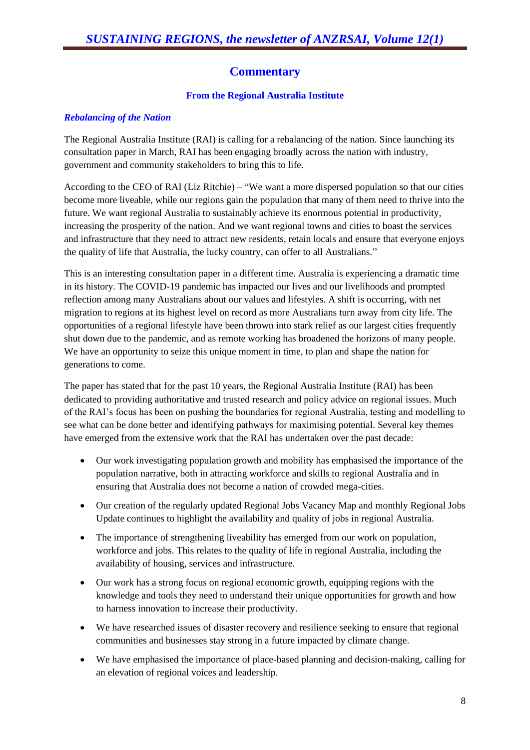# Commentary

## From the Regional Australia Institute

### *Rebalancing of the Nation*

The Regional Australia Institute (RAI) is calling for a rebalancing of the nation. Since launching its consultation paper in March, RAI has been engaging broadly across the nation with industry, government and community stakeholders to bring this to life.

According to the CEO of RAI (Liz Ritchie) – "We want a more dispersed population so that our cities become more liveable, while our regions gain the population that many of them need to thrive into the future. We want regional Australia to sustainably achieve its enormous potential in productivity, increasing the prosperity of the nation. And we want regional towns and cities to boast the services and infrastructure that they need to attract new residents, retain locals and ensure that everyone enjoys the quality of life that Australia, the lucky country, can offer to all Australians."

This is an interesting consultation paper in a different time. Australia is experiencing a dramatic time in its history. The COVID-19 pandemic has impacted our lives and our livelihoods and prompted reflection among many Australians about our values and lifestyles. A shift is occurring, with net migration to regions at its highest level on record as more Australians turn away from city life. The opportunities of a regional lifestyle have been thrown into stark relief as our largest cities frequently shut down due to the pandemic, and as remote working has broadened the horizons of many people. We have an opportunity to seize this unique moment in time, to plan and shape the nation for generations to come.

The paper has stated that for the past 10 years, the Regional Australia Institute (RAI) has been dedicated to providing authoritative and trusted research and policy advice on regional issues. Much of the RAI's focus has been on pushing the boundaries for regional Australia, testing and modelling to see what can be done better and identifying pathways for maximising potential. Several key themes have emerged from the extensive work that the RAI has undertaken over the past decade:

- Our work investigating population growth and mobility has emphasised the importance of the population narrative, both in attracting workforce and skills to regional Australia and in ensuring that Australia does not become a nation of crowded mega-cities.
- Our creation of the regularly updated Regional Jobs Vacancy Map and monthly Regional Jobs Update continues to highlight the availability and quality of jobs in regional Australia.
- The importance of strengthening liveability has emerged from our work on population, workforce and jobs. This relates to the quality of life in regional Australia, including the availability of housing, services and infrastructure.
- Our work has a strong focus on regional economic growth, equipping regions with the knowledge and tools they need to understand their unique opportunities for growth and how to harness innovation to increase their productivity.
- We have researched issues of disaster recovery and resilience seeking to ensure that regional communities and businesses stay strong in a future impacted by climate change.
- We have emphasised the importance of place-based planning and decision-making, calling for an elevation of regional voices and leadership.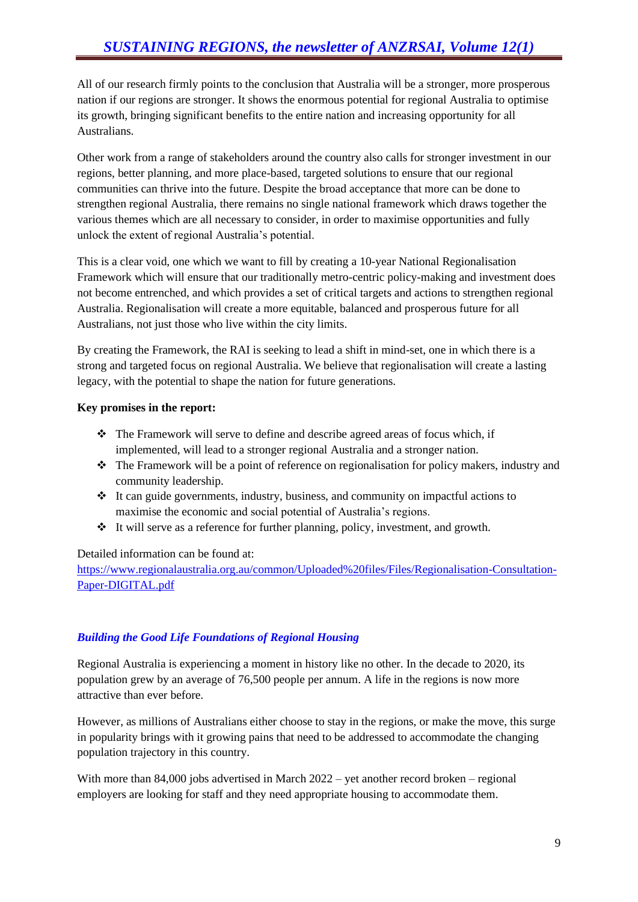All of our research firmly points to the conclusion that Australia will be a stronger, more prosperous nation if our regions are stronger. It shows the enormous potential for regional Australia to optimise its growth, bringing significant benefits to the entire nation and increasing opportunity for all Australians.

Other work from a range of stakeholders around the country also calls for stronger investment in our regions, better planning, and more place-based, targeted solutions to ensure that our regional communities can thrive into the future. Despite the broad acceptance that more can be done to strengthen regional Australia, there remains no single national framework which draws together the various themes which are all necessary to consider, in order to maximise opportunities and fully unlock the extent of regional Australia's potential.

This is a clear void, one which we want to fill by creating a 10-year National Regionalisation Framework which will ensure that our traditionally metro-centric policy-making and investment does not become entrenched, and which provides a set of critical targets and actions to strengthen regional Australia. Regionalisation will create a more equitable, balanced and prosperous future for all Australians, not just those who live within the city limits.

By creating the Framework, the RAI is seeking to lead a shift in mind-set, one in which there is a strong and targeted focus on regional Australia. We believe that regionalisation will create a lasting legacy, with the potential to shape the nation for future generations.

**Key promises in the report:**

- The Framework will serve to define and describe agreed areas of focus which, if implemented, will lead to a stronger regional Australia and a stronger nation.
- The Framework will be a point of reference on regionalisation for policy makers, industry and community leadership.
- It can guide governments, industry, business, and community on impactful actions to maximise the economic and social potential of Australia's regions.
- It will serve as a reference for further planning, policy, investment, and growth.

Detailed information can be found at:
https://www.regionalaustralia.org.au/common/Uploaded%20files/Files/Regionalisation-Consultation-Paper-DIGITAL.pdf

### *Building the Good Life Foundations of Regional Housing*

Regional Australia is experiencing a moment in history like no other. In the decade to 2020, its population grew by an average of 76,500 people per annum. A life in the regions is now more attractive than ever before.

However, as millions of Australians either choose to stay in the regions, or make the move, this surge in popularity brings with it growing pains that need to be addressed to accommodate the changing population trajectory in this country.

With more than 84,000 jobs advertised in March 2022 – yet another record broken – regional employers are looking for staff and they need appropriate housing to accommodate them.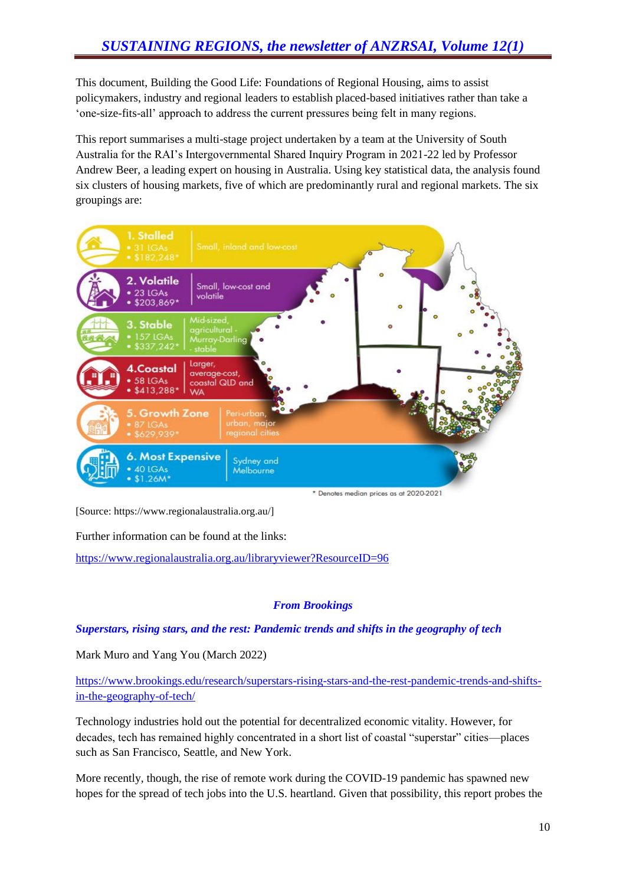This document, Building the Good Life: Foundations of Regional Housing, aims to assist policymakers, industry and regional leaders to establish placed-based initiatives rather than take a 'one-size-fits-all' approach to address the current pressures being felt in many regions.

This report summarises a multi-stage project undertaken by a team at the University of South Australia for the RAI's Intergovernmental Shared Inquiry Program in 2021-22 led by Professor Andrew Beer, a leading expert on housing in Australia. Using key statistical data, the analysis found six clusters of housing markets, five of which are predominantly rural and regional markets. The six groupings are:

1. Stalled
   - 31 LGAs
   - $182,248*
   - Small, inland and low-cost
2. Volatile
   - 23 LGAs
   - $203,869*
   - Small, low-cost and volatile
3. Stable
   - 157 LGAs
   - $337,242*
   - Mid-sized, agricultural - Murray-Darling - stable
4. Coastal
   - 58 LGAs
   - $413,288*
   - Larger, average-cost, coastal QLD and WA
5. Growth Zone
   - 87 LGAs
   - $629,939*
   - Peri-urban, urban, major regional cities
6. Most Expensive
   - 40 LGAs
   - $1.26M*
   - Sydney and Melbourne

\* Denotes median prices as at 2020-2021

[Source: https://www.regionalaustralia.org.au/]

Further information can be found at the links:

https://www.regionalaustralia.org.au/libraryviewer?ResourceID=96

## *From Brookings*

### *Superstars, rising stars, and the rest: Pandemic trends and shifts in the geography of tech*

Mark Muro and Yang You (March 2022)

https://www.brookings.edu/research/superstars-rising-stars-and-the-rest-pandemic-trends-and-shifts-in-the-geography-of-tech/

Technology industries hold out the potential for decentralized economic vitality. However, for decades, tech has remained highly concentrated in a short list of coastal "superstar" cities—places such as San Francisco, Seattle, and New York.

More recently, though, the rise of remote work during the COVID-19 pandemic has spawned new hopes for the spread of tech jobs into the U.S. heartland. Given that possibility, this report probes the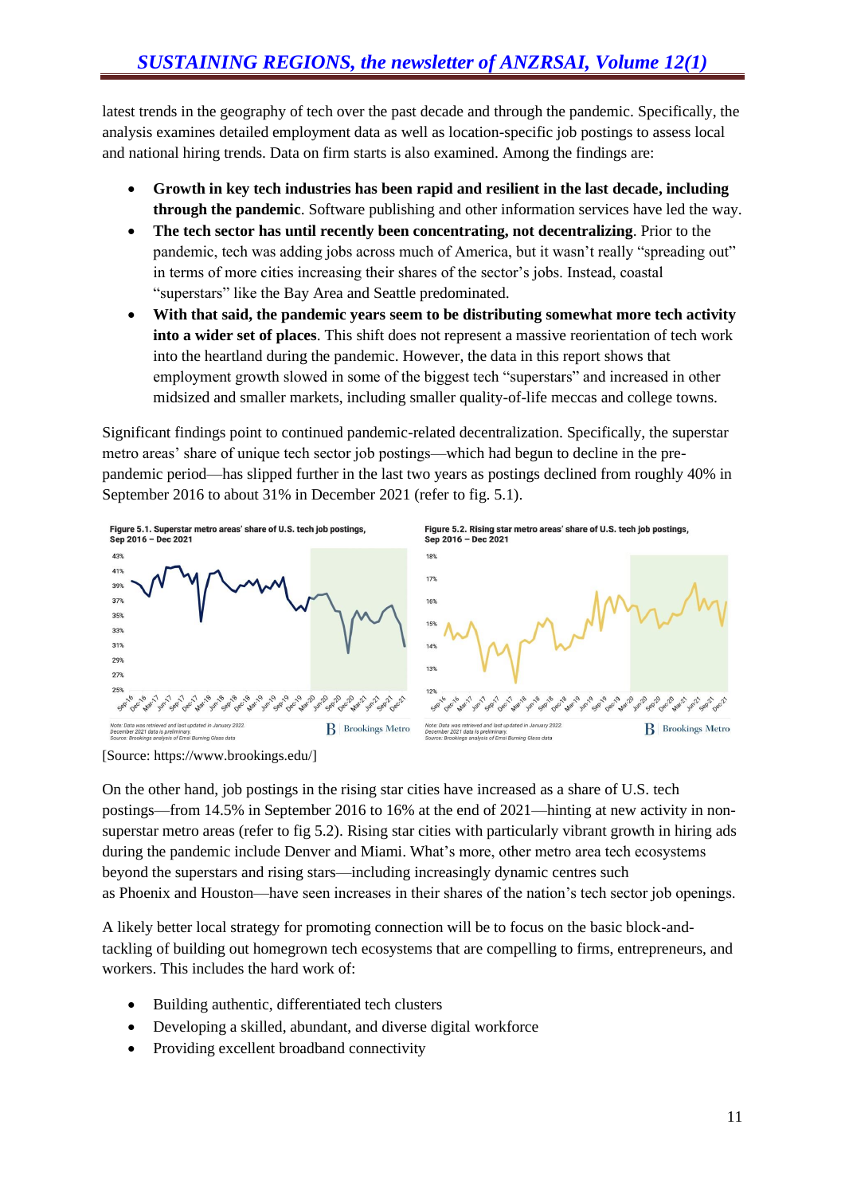latest trends in the geography of tech over the past decade and through the pandemic. Specifically, the analysis examines detailed employment data as well as location-specific job postings to assess local and national hiring trends. Data on firm starts is also examined. Among the findings are:

- **Growth in key tech industries has been rapid and resilient in the last decade, including through the pandemic**. Software publishing and other information services have led the way.
- **The tech sector has until recently been concentrating, not decentralizing**. Prior to the pandemic, tech was adding jobs across much of America, but it wasn't really "spreading out" in terms of more cities increasing their shares of the sector's jobs. Instead, coastal "superstars" like the Bay Area and Seattle predominated.
- **With that said, the pandemic years seem to be distributing somewhat more tech activity into a wider set of places**. This shift does not represent a massive reorientation of tech work into the heartland during the pandemic. However, the data in this report shows that employment growth slowed in some of the biggest tech "superstars" and increased in other midsized and smaller markets, including smaller quality-of-life meccas and college towns.

Significant findings point to continued pandemic-related decentralization. Specifically, the superstar metro areas' share of unique tech sector job postings—which had begun to decline in the pre-pandemic period—has slipped further in the last two years as postings declined from roughly 40% in September 2016 to about 31% in December 2021 (refer to fig. 5.1).

**Figure 5.1. Superstar metro areas' share of U.S. tech job postings, Sep 2016 – Dec 2021**

Note: Data was retrieved and last updated in January 2022. December 2021 data is preliminary.
Source: Brookings analysis of Emsi Burning Glass data

**Figure 5.2. Rising star metro areas' share of U.S. tech job postings, Sep 2016 – Dec 2021**

Note: Data was retrieved and last updated in January 2022. December 2021 data is preliminary.
Source: Brookings analysis of Emsi Burning Glass data

[Source: https://www.brookings.edu/]

On the other hand, job postings in the rising star cities have increased as a share of U.S. tech postings—from 14.5% in September 2016 to 16% at the end of 2021—hinting at new activity in non-superstar metro areas (refer to fig 5.2). Rising star cities with particularly vibrant growth in hiring ads during the pandemic include Denver and Miami. What's more, other metro area tech ecosystems beyond the superstars and rising stars—including increasingly dynamic centres such as Phoenix and Houston—have seen increases in their shares of the nation's tech sector job openings.

A likely better local strategy for promoting connection will be to focus on the basic block-and-tackling of building out homegrown tech ecosystems that are compelling to firms, entrepreneurs, and workers. This includes the hard work of:

- Building authentic, differentiated tech clusters
- Developing a skilled, abundant, and diverse digital workforce
- Providing excellent broadband connectivity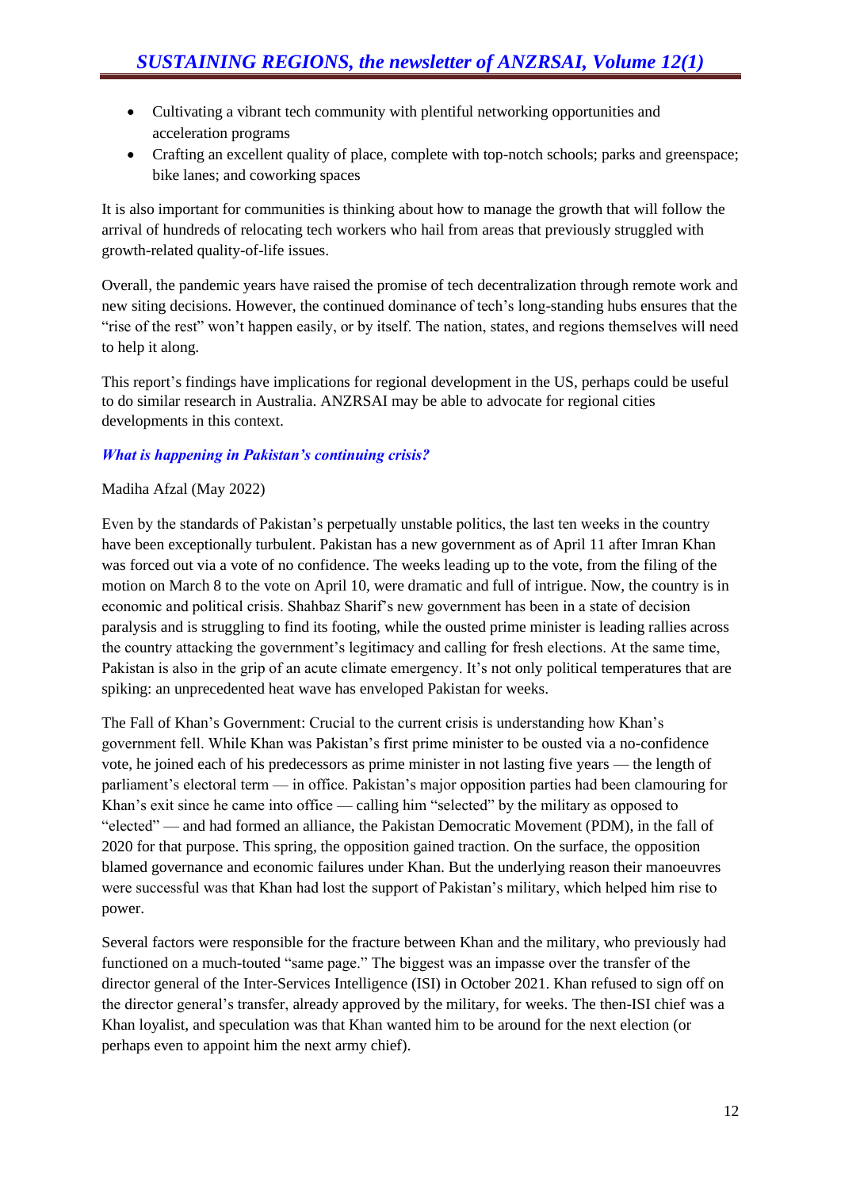- Cultivating a vibrant tech community with plentiful networking opportunities and acceleration programs
- Crafting an excellent quality of place, complete with top-notch schools; parks and greenspace; bike lanes; and coworking spaces

It is also important for communities is thinking about how to manage the growth that will follow the arrival of hundreds of relocating tech workers who hail from areas that previously struggled with growth-related quality-of-life issues.

Overall, the pandemic years have raised the promise of tech decentralization through remote work and new siting decisions. However, the continued dominance of tech's long-standing hubs ensures that the "rise of the rest" won't happen easily, or by itself. The nation, states, and regions themselves will need to help it along.

This report's findings have implications for regional development in the US, perhaps could be useful to do similar research in Australia. ANZRSAI may be able to advocate for regional cities developments in this context.

### *What is happening in Pakistan's continuing crisis?*

Madiha Afzal (May 2022)

Even by the standards of Pakistan's perpetually unstable politics, the last ten weeks in the country have been exceptionally turbulent. Pakistan has a new government as of April 11 after Imran Khan was forced out via a vote of no confidence. The weeks leading up to the vote, from the filing of the motion on March 8 to the vote on April 10, were dramatic and full of intrigue. Now, the country is in economic and political crisis. Shahbaz Sharif's new government has been in a state of decision paralysis and is struggling to find its footing, while the ousted prime minister is leading rallies across the country attacking the government's legitimacy and calling for fresh elections. At the same time, Pakistan is also in the grip of an acute climate emergency. It's not only political temperatures that are spiking: an unprecedented heat wave has enveloped Pakistan for weeks.

The Fall of Khan's Government: Crucial to the current crisis is understanding how Khan's government fell. While Khan was Pakistan's first prime minister to be ousted via a no-confidence vote, he joined each of his predecessors as prime minister in not lasting five years — the length of parliament's electoral term — in office. Pakistan's major opposition parties had been clamouring for Khan's exit since he came into office — calling him "selected" by the military as opposed to "elected" — and had formed an alliance, the Pakistan Democratic Movement (PDM), in the fall of 2020 for that purpose. This spring, the opposition gained traction. On the surface, the opposition blamed governance and economic failures under Khan. But the underlying reason their manoeuvres were successful was that Khan had lost the support of Pakistan's military, which helped him rise to power.

Several factors were responsible for the fracture between Khan and the military, who previously had functioned on a much-touted "same page." The biggest was an impasse over the transfer of the director general of the Inter-Services Intelligence (ISI) in October 2021. Khan refused to sign off on the director general's transfer, already approved by the military, for weeks. The then-ISI chief was a Khan loyalist, and speculation was that Khan wanted him to be around for the next election (or perhaps even to appoint him the next army chief).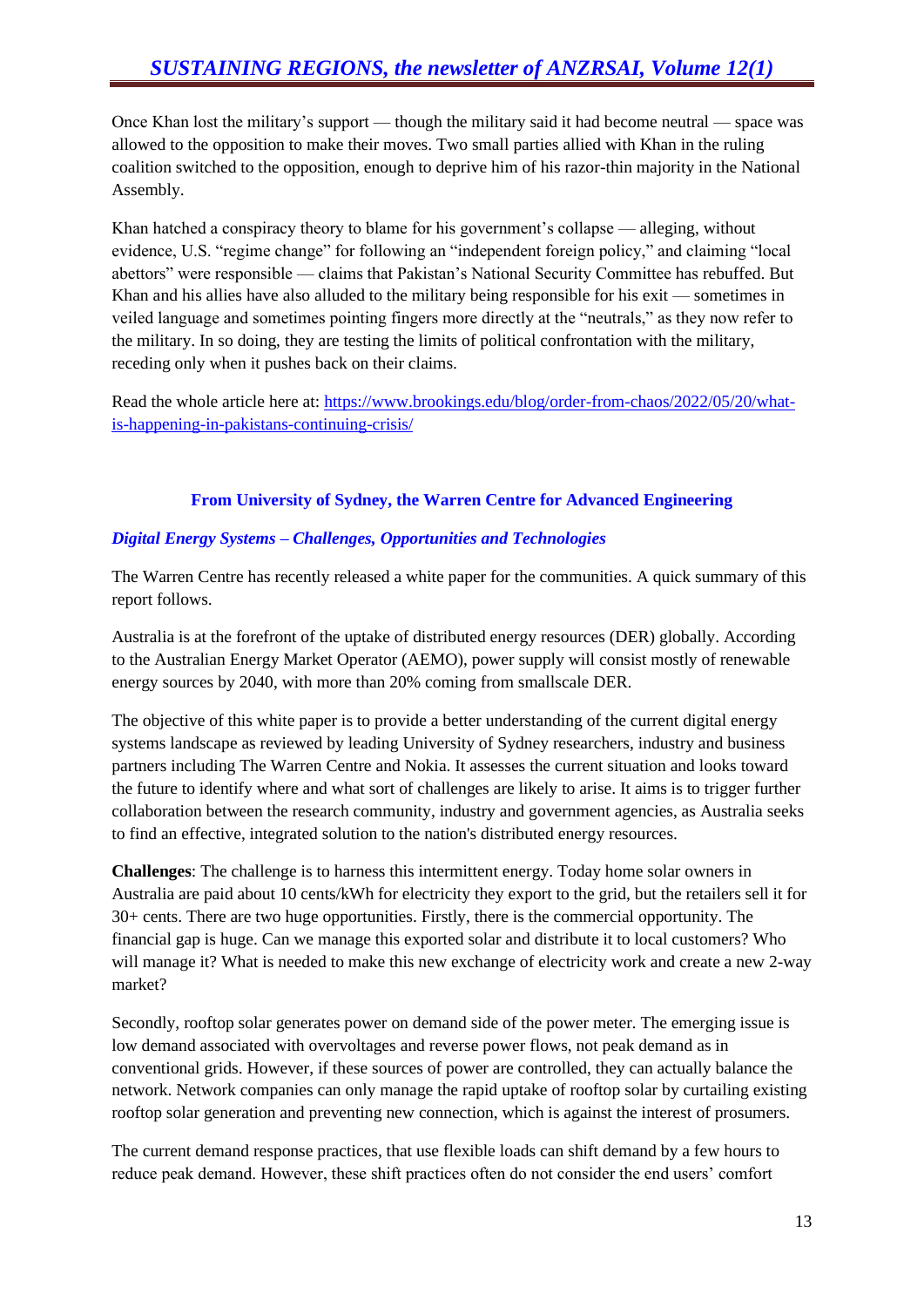Once Khan lost the military's support — though the military said it had become neutral — space was allowed to the opposition to make their moves. Two small parties allied with Khan in the ruling coalition switched to the opposition, enough to deprive him of his razor-thin majority in the National Assembly.

Khan hatched a conspiracy theory to blame for his government's collapse — alleging, without evidence, U.S. "regime change" for following an "independent foreign policy," and claiming "local abettors" were responsible — claims that Pakistan's National Security Committee has rebuffed. But Khan and his allies have also alluded to the military being responsible for his exit — sometimes in veiled language and sometimes pointing fingers more directly at the "neutrals," as they now refer to the military. In so doing, they are testing the limits of political confrontation with the military, receding only when it pushes back on their claims.

Read the whole article here at: [https://www.brookings.edu/blog/order-from-chaos/2022/05/20/what-is-happening-in-pakistans-continuing-crisis/](https://www.brookings.edu/blog/order-from-chaos/2022/05/20/what-is-happening-in-pakistans-continuing-crisis/)

## From University of Sydney, the Warren Centre for Advanced Engineering

### *Digital Energy Systems – Challenges, Opportunities and Technologies*

The Warren Centre has recently released a white paper for the communities. A quick summary of this report follows.

Australia is at the forefront of the uptake of distributed energy resources (DER) globally. According to the Australian Energy Market Operator (AEMO), power supply will consist mostly of renewable energy sources by 2040, with more than 20% coming from smallscale DER.

The objective of this white paper is to provide a better understanding of the current digital energy systems landscape as reviewed by leading University of Sydney researchers, industry and business partners including The Warren Centre and Nokia. It assesses the current situation and looks toward the future to identify where and what sort of challenges are likely to arise. It aims is to trigger further collaboration between the research community, industry and government agencies, as Australia seeks to find an effective, integrated solution to the nation's distributed energy resources.

**Challenges**: The challenge is to harness this intermittent energy. Today home solar owners in Australia are paid about 10 cents/kWh for electricity they export to the grid, but the retailers sell it for 30+ cents. There are two huge opportunities. Firstly, there is the commercial opportunity. The financial gap is huge. Can we manage this exported solar and distribute it to local customers? Who will manage it? What is needed to make this new exchange of electricity work and create a new 2-way market?

Secondly, rooftop solar generates power on demand side of the power meter. The emerging issue is low demand associated with overvoltages and reverse power flows, not peak demand as in conventional grids. However, if these sources of power are controlled, they can actually balance the network. Network companies can only manage the rapid uptake of rooftop solar by curtailing existing rooftop solar generation and preventing new connection, which is against the interest of prosumers.

The current demand response practices, that use flexible loads can shift demand by a few hours to reduce peak demand. However, these shift practices often do not consider the end users' comfort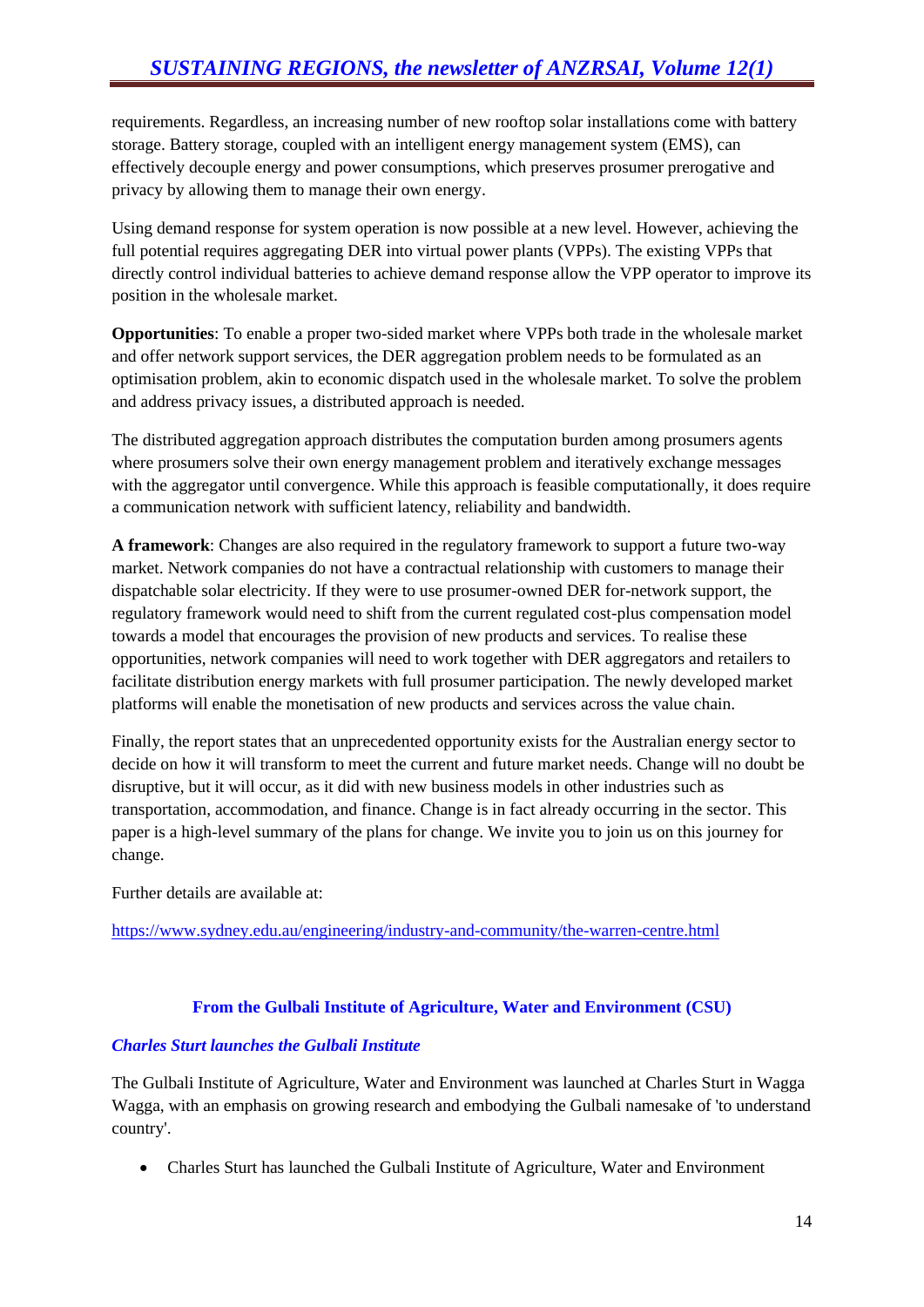requirements. Regardless, an increasing number of new rooftop solar installations come with battery storage. Battery storage, coupled with an intelligent energy management system (EMS), can effectively decouple energy and power consumptions, which preserves prosumer prerogative and privacy by allowing them to manage their own energy.

Using demand response for system operation is now possible at a new level. However, achieving the full potential requires aggregating DER into virtual power plants (VPPs). The existing VPPs that directly control individual batteries to achieve demand response allow the VPP operator to improve its position in the wholesale market.

**Opportunities**: To enable a proper two-sided market where VPPs both trade in the wholesale market and offer network support services, the DER aggregation problem needs to be formulated as an optimisation problem, akin to economic dispatch used in the wholesale market. To solve the problem and address privacy issues, a distributed approach is needed.

The distributed aggregation approach distributes the computation burden among prosumers agents where prosumers solve their own energy management problem and iteratively exchange messages with the aggregator until convergence. While this approach is feasible computationally, it does require a communication network with sufficient latency, reliability and bandwidth.

**A framework**: Changes are also required in the regulatory framework to support a future two-way market. Network companies do not have a contractual relationship with customers to manage their dispatchable solar electricity. If they were to use prosumer-owned DER for-network support, the regulatory framework would need to shift from the current regulated cost-plus compensation model towards a model that encourages the provision of new products and services. To realise these opportunities, network companies will need to work together with DER aggregators and retailers to facilitate distribution energy markets with full prosumer participation. The newly developed market platforms will enable the monetisation of new products and services across the value chain.

Finally, the report states that an unprecedented opportunity exists for the Australian energy sector to decide on how it will transform to meet the current and future market needs. Change will no doubt be disruptive, but it will occur, as it did with new business models in other industries such as transportation, accommodation, and finance. Change is in fact already occurring in the sector. This paper is a high-level summary of the plans for change. We invite you to join us on this journey for change.

Further details are available at:

https://www.sydney.edu.au/engineering/industry-and-community/the-warren-centre.html

## From the Gulbali Institute of Agriculture, Water and Environment (CSU)

### *Charles Sturt launches the Gulbali Institute*

The Gulbali Institute of Agriculture, Water and Environment was launched at Charles Sturt in Wagga Wagga, with an emphasis on growing research and embodying the Gulbali namesake of 'to understand country'.

- Charles Sturt has launched the Gulbali Institute of Agriculture, Water and Environment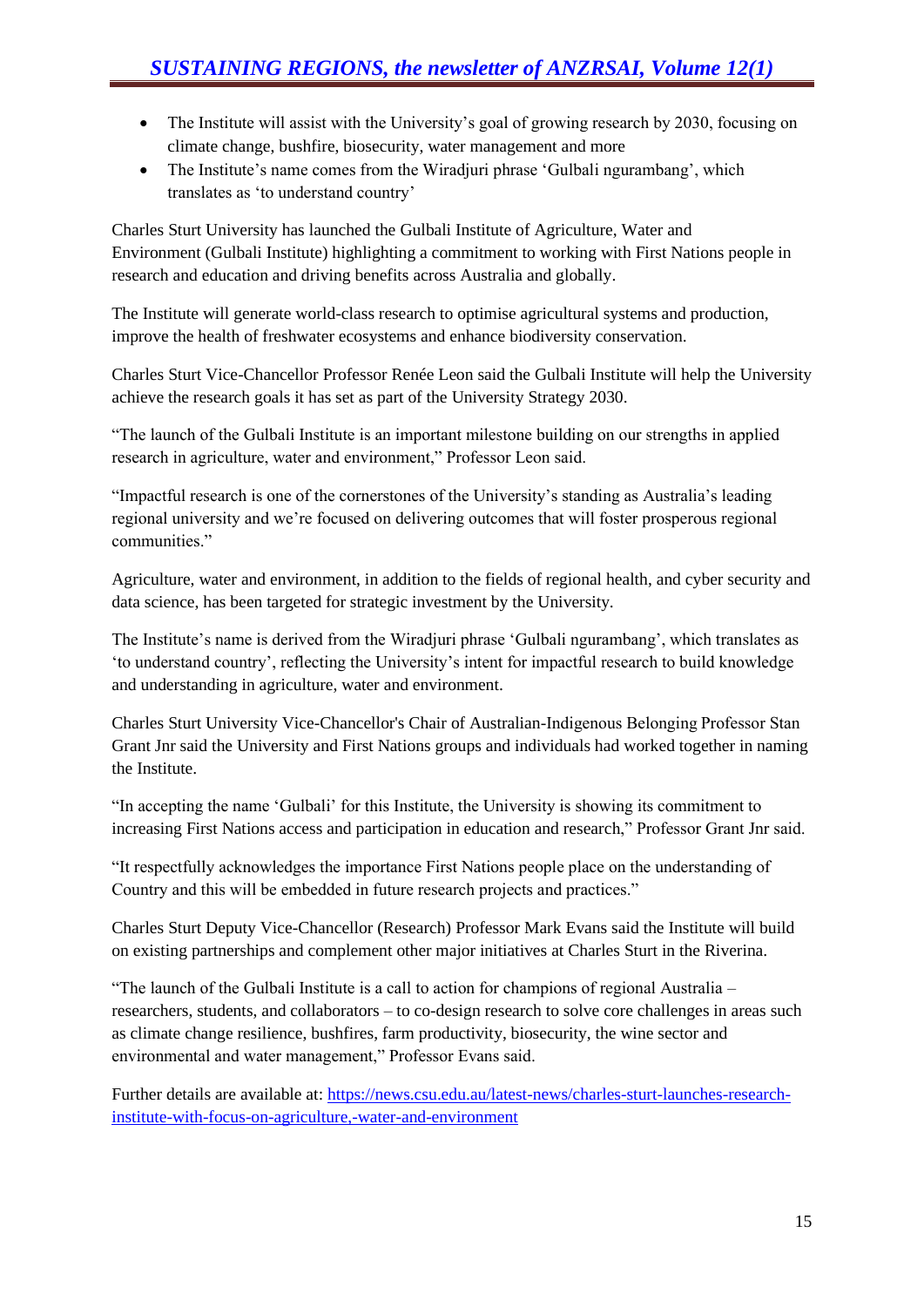- The Institute will assist with the University's goal of growing research by 2030, focusing on climate change, bushfire, biosecurity, water management and more
- The Institute's name comes from the Wiradjuri phrase 'Gulbali ngurambang', which translates as 'to understand country'

Charles Sturt University has launched the Gulbali Institute of Agriculture, Water and Environment (Gulbali Institute) highlighting a commitment to working with First Nations people in research and education and driving benefits across Australia and globally.

The Institute will generate world-class research to optimise agricultural systems and production, improve the health of freshwater ecosystems and enhance biodiversity conservation.

Charles Sturt Vice-Chancellor Professor Renée Leon said the Gulbali Institute will help the University achieve the research goals it has set as part of the University Strategy 2030.

"The launch of the Gulbali Institute is an important milestone building on our strengths in applied research in agriculture, water and environment," Professor Leon said.

"Impactful research is one of the cornerstones of the University's standing as Australia's leading regional university and we're focused on delivering outcomes that will foster prosperous regional communities."

Agriculture, water and environment, in addition to the fields of regional health, and cyber security and data science, has been targeted for strategic investment by the University.

The Institute's name is derived from the Wiradjuri phrase 'Gulbali ngurambang', which translates as 'to understand country', reflecting the University's intent for impactful research to build knowledge and understanding in agriculture, water and environment.

Charles Sturt University Vice-Chancellor's Chair of Australian-Indigenous Belonging Professor Stan Grant Jnr said the University and First Nations groups and individuals had worked together in naming the Institute.

"In accepting the name 'Gulbali' for this Institute, the University is showing its commitment to increasing First Nations access and participation in education and research," Professor Grant Jnr said.

"It respectfully acknowledges the importance First Nations people place on the understanding of Country and this will be embedded in future research projects and practices."

Charles Sturt Deputy Vice-Chancellor (Research) Professor Mark Evans said the Institute will build on existing partnerships and complement other major initiatives at Charles Sturt in the Riverina.

"The launch of the Gulbali Institute is a call to action for champions of regional Australia – researchers, students, and collaborators – to co-design research to solve core challenges in areas such as climate change resilience, bushfires, farm productivity, biosecurity, the wine sector and environmental and water management," Professor Evans said.

Further details are available at: [https://news.csu.edu.au/latest-news/charles-sturt-launches-research-institute-with-focus-on-agriculture,-water-and-environment](https://news.csu.edu.au/latest-news/charles-sturt-launches-research-institute-with-focus-on-agriculture,-water-and-environment)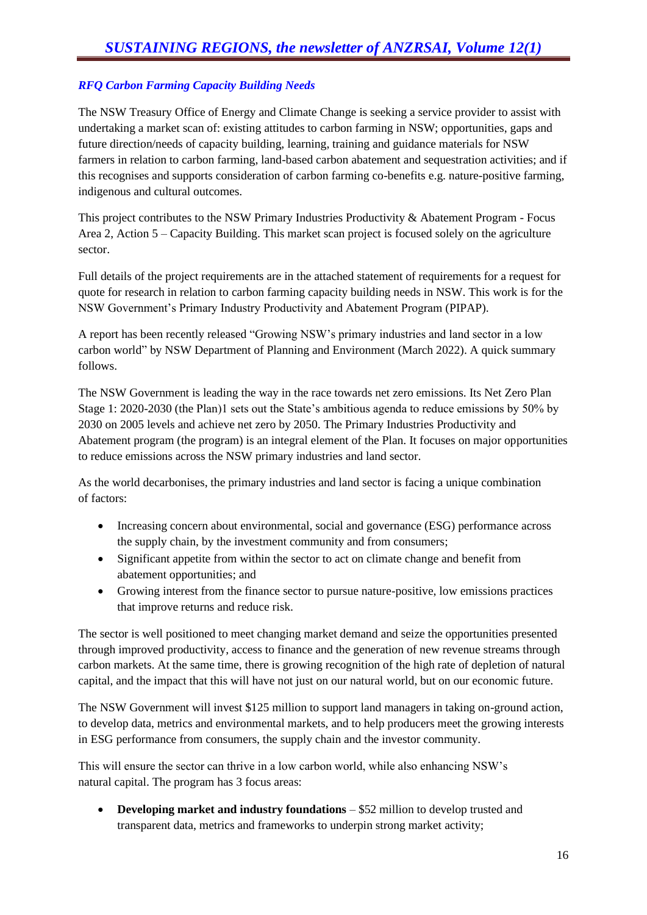### *RFQ Carbon Farming Capacity Building Needs*

The NSW Treasury Office of Energy and Climate Change is seeking a service provider to assist with undertaking a market scan of: existing attitudes to carbon farming in NSW; opportunities, gaps and future direction/needs of capacity building, learning, training and guidance materials for NSW farmers in relation to carbon farming, land-based carbon abatement and sequestration activities; and if this recognises and supports consideration of carbon farming co-benefits e.g. nature-positive farming, indigenous and cultural outcomes.

This project contributes to the NSW Primary Industries Productivity & Abatement Program - Focus Area 2, Action 5 – Capacity Building. This market scan project is focused solely on the agriculture sector.

Full details of the project requirements are in the attached statement of requirements for a request for quote for research in relation to carbon farming capacity building needs in NSW. This work is for the NSW Government's Primary Industry Productivity and Abatement Program (PIPAP).

A report has been recently released "Growing NSW's primary industries and land sector in a low carbon world" by NSW Department of Planning and Environment (March 2022). A quick summary follows.

The NSW Government is leading the way in the race towards net zero emissions. Its Net Zero Plan Stage 1: 2020-2030 (the Plan)1 sets out the State's ambitious agenda to reduce emissions by 50% by 2030 on 2005 levels and achieve net zero by 2050. The Primary Industries Productivity and Abatement program (the program) is an integral element of the Plan. It focuses on major opportunities to reduce emissions across the NSW primary industries and land sector.

As the world decarbonises, the primary industries and land sector is facing a unique combination of factors:

- Increasing concern about environmental, social and governance (ESG) performance across the supply chain, by the investment community and from consumers;
- Significant appetite from within the sector to act on climate change and benefit from abatement opportunities; and
- Growing interest from the finance sector to pursue nature-positive, low emissions practices that improve returns and reduce risk.

The sector is well positioned to meet changing market demand and seize the opportunities presented through improved productivity, access to finance and the generation of new revenue streams through carbon markets. At the same time, there is growing recognition of the high rate of depletion of natural capital, and the impact that this will have not just on our natural world, but on our economic future.

The NSW Government will invest $125 million to support land managers in taking on-ground action, to develop data, metrics and environmental markets, and to help producers meet the growing interests in ESG performance from consumers, the supply chain and the investor community.

This will ensure the sector can thrive in a low carbon world, while also enhancing NSW's natural capital. The program has 3 focus areas:

- **Developing market and industry foundations** – $52 million to develop trusted and transparent data, metrics and frameworks to underpin strong market activity;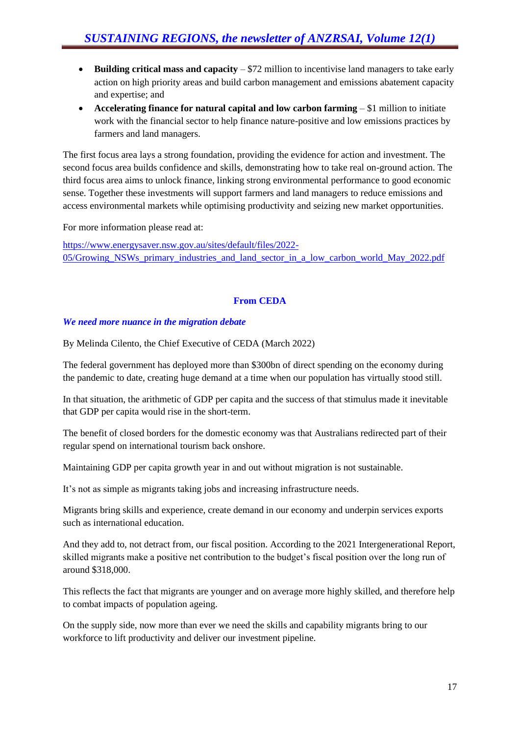- **Building critical mass and capacity** – $72 million to incentivise land managers to take early action on high priority areas and build carbon management and emissions abatement capacity and expertise; and
- **Accelerating finance for natural capital and low carbon farming** – $1 million to initiate work with the financial sector to help finance nature-positive and low emissions practices by farmers and land managers.

The first focus area lays a strong foundation, providing the evidence for action and investment. The second focus area builds confidence and skills, demonstrating how to take real on-ground action. The third focus area aims to unlock finance, linking strong environmental performance to good economic sense. Together these investments will support farmers and land managers to reduce emissions and access environmental markets while optimising productivity and seizing new market opportunities.

For more information please read at:

[https://www.energysaver.nsw.gov.au/sites/default/files/2022-05/Growing_NSWs_primary_industries_and_land_sector_in_a_low_carbon_world_May_2022.pdf](https://www.energysaver.nsw.gov.au/sites/default/files/2022-05/Growing_NSWs_primary_industries_and_land_sector_in_a_low_carbon_world_May_2022.pdf)

## From CEDA

### *We need more nuance in the migration debate*

By Melinda Cilento, the Chief Executive of CEDA (March 2022)

The federal government has deployed more than $300bn of direct spending on the economy during the pandemic to date, creating huge demand at a time when our population has virtually stood still.

In that situation, the arithmetic of GDP per capita and the success of that stimulus made it inevitable that GDP per capita would rise in the short-term.

The benefit of closed borders for the domestic economy was that Australians redirected part of their regular spend on international tourism back onshore.

Maintaining GDP per capita growth year in and out without migration is not sustainable.

It's not as simple as migrants taking jobs and increasing infrastructure needs.

Migrants bring skills and experience, create demand in our economy and underpin services exports such as international education.

And they add to, not detract from, our fiscal position. According to the 2021 Intergenerational Report, skilled migrants make a positive net contribution to the budget's fiscal position over the long run of around $318,000.

This reflects the fact that migrants are younger and on average more highly skilled, and therefore help to combat impacts of population ageing.

On the supply side, now more than ever we need the skills and capability migrants bring to our workforce to lift productivity and deliver our investment pipeline.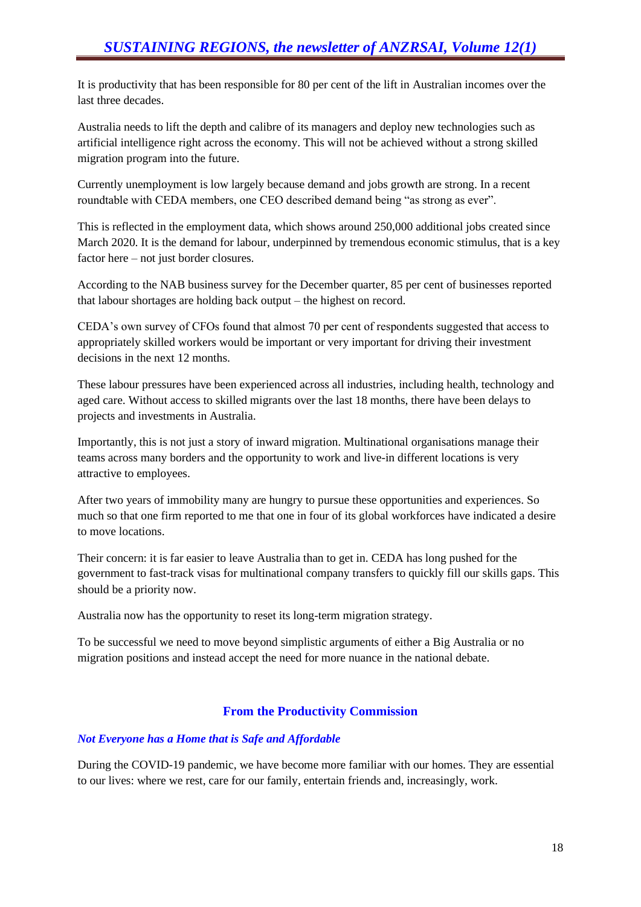It is productivity that has been responsible for 80 per cent of the lift in Australian incomes over the last three decades.

Australia needs to lift the depth and calibre of its managers and deploy new technologies such as artificial intelligence right across the economy. This will not be achieved without a strong skilled migration program into the future.

Currently unemployment is low largely because demand and jobs growth are strong. In a recent roundtable with CEDA members, one CEO described demand being "as strong as ever".

This is reflected in the employment data, which shows around 250,000 additional jobs created since March 2020. It is the demand for labour, underpinned by tremendous economic stimulus, that is a key factor here – not just border closures.

According to the NAB business survey for the December quarter, 85 per cent of businesses reported that labour shortages are holding back output – the highest on record.

CEDA's own survey of CFOs found that almost 70 per cent of respondents suggested that access to appropriately skilled workers would be important or very important for driving their investment decisions in the next 12 months.

These labour pressures have been experienced across all industries, including health, technology and aged care. Without access to skilled migrants over the last 18 months, there have been delays to projects and investments in Australia.

Importantly, this is not just a story of inward migration. Multinational organisations manage their teams across many borders and the opportunity to work and live-in different locations is very attractive to employees.

After two years of immobility many are hungry to pursue these opportunities and experiences. So much so that one firm reported to me that one in four of its global workforces have indicated a desire to move locations.

Their concern: it is far easier to leave Australia than to get in. CEDA has long pushed for the government to fast-track visas for multinational company transfers to quickly fill our skills gaps. This should be a priority now.

Australia now has the opportunity to reset its long-term migration strategy.

To be successful we need to move beyond simplistic arguments of either a Big Australia or no migration positions and instead accept the need for more nuance in the national debate.

## From the Productivity Commission

### *Not Everyone has a Home that is Safe and Affordable*

During the COVID-19 pandemic, we have become more familiar with our homes. They are essential to our lives: where we rest, care for our family, entertain friends and, increasingly, work.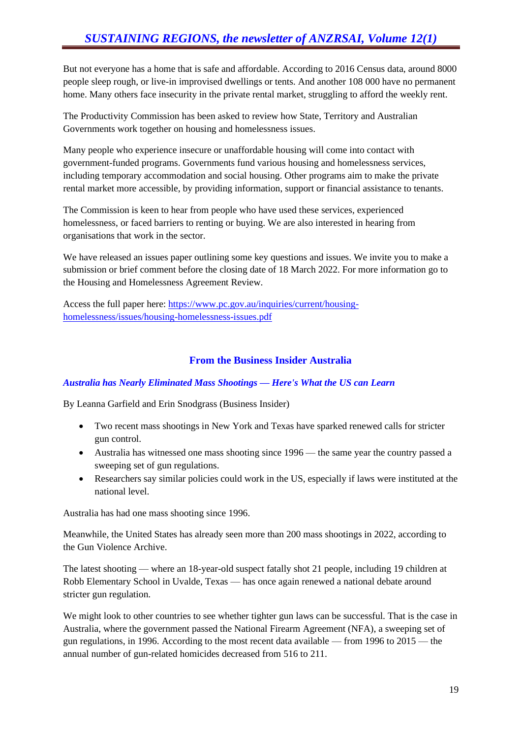But not everyone has a home that is safe and affordable. According to 2016 Census data, around 8000 people sleep rough, or live-in improvised dwellings or tents. And another 108 000 have no permanent home. Many others face insecurity in the private rental market, struggling to afford the weekly rent.

The Productivity Commission has been asked to review how State, Territory and Australian Governments work together on housing and homelessness issues.

Many people who experience insecure or unaffordable housing will come into contact with government-funded programs. Governments fund various housing and homelessness services, including temporary accommodation and social housing. Other programs aim to make the private rental market more accessible, by providing information, support or financial assistance to tenants.

The Commission is keen to hear from people who have used these services, experienced homelessness, or faced barriers to renting or buying. We are also interested in hearing from organisations that work in the sector.

We have released an issues paper outlining some key questions and issues. We invite you to make a submission or brief comment before the closing date of 18 March 2022. For more information go to the Housing and Homelessness Agreement Review.

Access the full paper here: [https://www.pc.gov.au/inquiries/current/housing-homelessness/issues/housing-homelessness-issues.pdf](https://www.pc.gov.au/inquiries/current/housing-homelessness/issues/housing-homelessness-issues.pdf)

## From the Business Insider Australia

### *Australia has Nearly Eliminated Mass Shootings — Here's What the US can Learn*

By Leanna Garfield and Erin Snodgrass (Business Insider)

- Two recent mass shootings in New York and Texas have sparked renewed calls for stricter gun control.
- Australia has witnessed one mass shooting since 1996 — the same year the country passed a sweeping set of gun regulations.
- Researchers say similar policies could work in the US, especially if laws were instituted at the national level.

Australia has had one mass shooting since 1996.

Meanwhile, the United States has already seen more than 200 mass shootings in 2022, according to the Gun Violence Archive.

The latest shooting — where an 18-year-old suspect fatally shot 21 people, including 19 children at Robb Elementary School in Uvalde, Texas — has once again renewed a national debate around stricter gun regulation.

We might look to other countries to see whether tighter gun laws can be successful. That is the case in Australia, where the government passed the National Firearm Agreement (NFA), a sweeping set of gun regulations, in 1996. According to the most recent data available — from 1996 to 2015 — the annual number of gun-related homicides decreased from 516 to 211.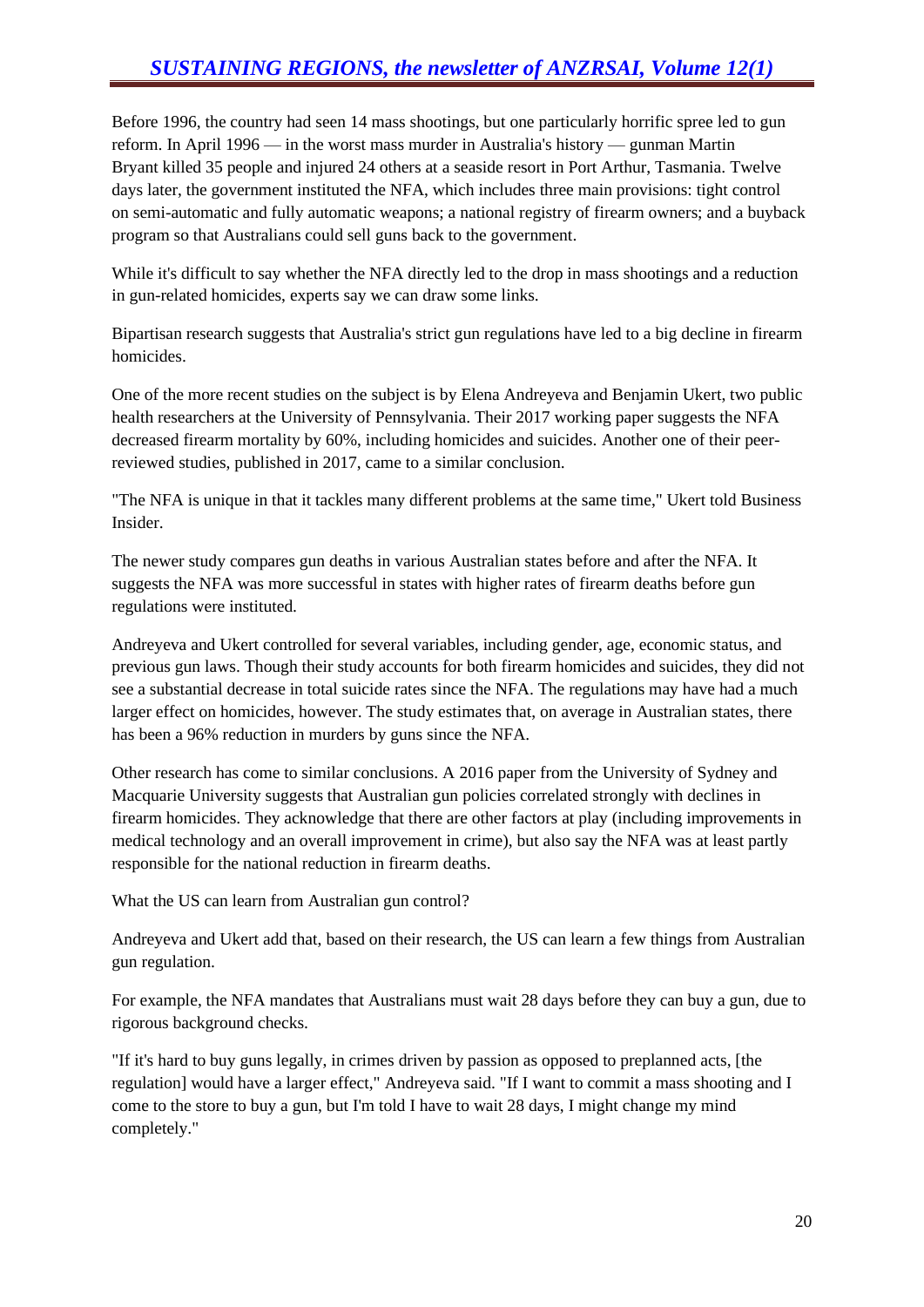Before 1996, the country had seen 14 mass shootings, but one particularly horrific spree led to gun reform. In April 1996 — in the worst mass murder in Australia's history — gunman Martin Bryant killed 35 people and injured 24 others at a seaside resort in Port Arthur, Tasmania. Twelve days later, the government instituted the NFA, which includes three main provisions: tight control on semi-automatic and fully automatic weapons; a national registry of firearm owners; and a buyback program so that Australians could sell guns back to the government.

While it's difficult to say whether the NFA directly led to the drop in mass shootings and a reduction in gun-related homicides, experts say we can draw some links.

Bipartisan research suggests that Australia's strict gun regulations have led to a big decline in firearm homicides.

One of the more recent studies on the subject is by Elena Andreyeva and Benjamin Ukert, two public health researchers at the University of Pennsylvania. Their 2017 working paper suggests the NFA decreased firearm mortality by 60%, including homicides and suicides. Another one of their peer-reviewed studies, published in 2017, came to a similar conclusion.

"The NFA is unique in that it tackles many different problems at the same time," Ukert told Business Insider.

The newer study compares gun deaths in various Australian states before and after the NFA. It suggests the NFA was more successful in states with higher rates of firearm deaths before gun regulations were instituted.

Andreyeva and Ukert controlled for several variables, including gender, age, economic status, and previous gun laws. Though their study accounts for both firearm homicides and suicides, they did not see a substantial decrease in total suicide rates since the NFA. The regulations may have had a much larger effect on homicides, however. The study estimates that, on average in Australian states, there has been a 96% reduction in murders by guns since the NFA.

Other research has come to similar conclusions. A 2016 paper from the University of Sydney and Macquarie University suggests that Australian gun policies correlated strongly with declines in firearm homicides. They acknowledge that there are other factors at play (including improvements in medical technology and an overall improvement in crime), but also say the NFA was at least partly responsible for the national reduction in firearm deaths.

What the US can learn from Australian gun control?

Andreyeva and Ukert add that, based on their research, the US can learn a few things from Australian gun regulation.

For example, the NFA mandates that Australians must wait 28 days before they can buy a gun, due to rigorous background checks.

"If it's hard to buy guns legally, in crimes driven by passion as opposed to preplanned acts, [the regulation] would have a larger effect," Andreyeva said. "If I want to commit a mass shooting and I come to the store to buy a gun, but I'm told I have to wait 28 days, I might change my mind completely."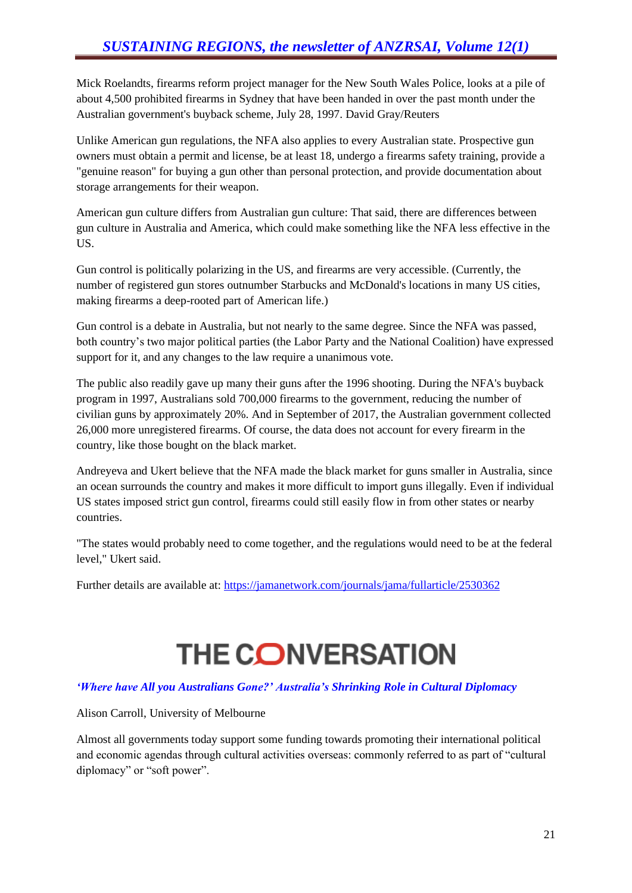Mick Roelandts, firearms reform project manager for the New South Wales Police, looks at a pile of about 4,500 prohibited firearms in Sydney that have been handed in over the past month under the Australian government's buyback scheme, July 28, 1997. David Gray/Reuters

Unlike American gun regulations, the NFA also applies to every Australian state. Prospective gun owners must obtain a permit and license, be at least 18, undergo a firearms safety training, provide a "genuine reason" for buying a gun other than personal protection, and provide documentation about storage arrangements for their weapon.

American gun culture differs from Australian gun culture: That said, there are differences between gun culture in Australia and America, which could make something like the NFA less effective in the US.

Gun control is politically polarizing in the US, and firearms are very accessible. (Currently, the number of registered gun stores outnumber Starbucks and McDonald's locations in many US cities, making firearms a deep-rooted part of American life.)

Gun control is a debate in Australia, but not nearly to the same degree. Since the NFA was passed, both country's two major political parties (the Labor Party and the National Coalition) have expressed support for it, and any changes to the law require a unanimous vote.

The public also readily gave up many their guns after the 1996 shooting. During the NFA's buyback program in 1997, Australians sold 700,000 firearms to the government, reducing the number of civilian guns by approximately 20%. And in September of 2017, the Australian government collected 26,000 more unregistered firearms. Of course, the data does not account for every firearm in the country, like those bought on the black market.

Andreyeva and Ukert believe that the NFA made the black market for guns smaller in Australia, since an ocean surrounds the country and makes it more difficult to import guns illegally. Even if individual US states imposed strict gun control, firearms could still easily flow in from other states or nearby countries.

"The states would probably need to come together, and the regulations would need to be at the federal level," Ukert said.

Further details are available at: https://jamanetwork.com/journals/jama/fullarticle/2530362

# THE CONVERSATION

***'Where have All you Australians Gone?' Australia's Shrinking Role in Cultural Diplomacy***

Alison Carroll, University of Melbourne

Almost all governments today support some funding towards promoting their international political and economic agendas through cultural activities overseas: commonly referred to as part of "cultural diplomacy" or "soft power".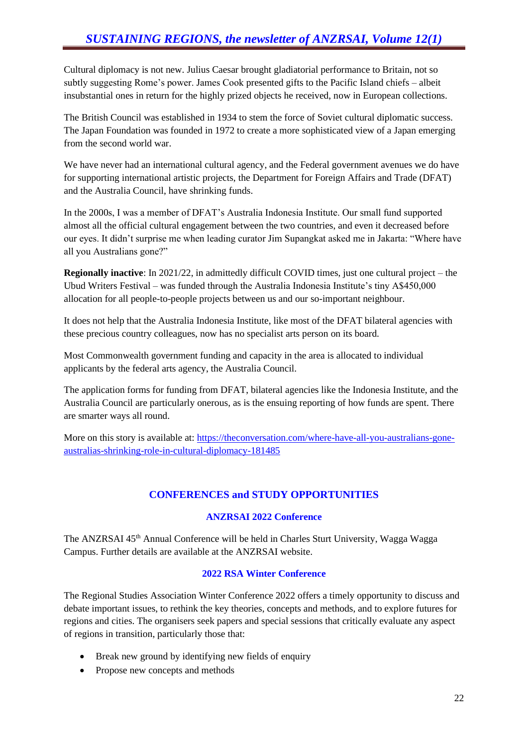Cultural diplomacy is not new. Julius Caesar brought gladiatorial performance to Britain, not so subtly suggesting Rome's power. James Cook presented gifts to the Pacific Island chiefs – albeit insubstantial ones in return for the highly prized objects he received, now in European collections.

The British Council was established in 1934 to stem the force of Soviet cultural diplomatic success. The Japan Foundation was founded in 1972 to create a more sophisticated view of a Japan emerging from the second world war.

We have never had an international cultural agency, and the Federal government avenues we do have for supporting international artistic projects, the Department for Foreign Affairs and Trade (DFAT) and the Australia Council, have shrinking funds.

In the 2000s, I was a member of DFAT's Australia Indonesia Institute. Our small fund supported almost all the official cultural engagement between the two countries, and even it decreased before our eyes. It didn't surprise me when leading curator Jim Supangkat asked me in Jakarta: "Where have all you Australians gone?"

**Regionally inactive**: In 2021/22, in admittedly difficult COVID times, just one cultural project – the Ubud Writers Festival – was funded through the Australia Indonesia Institute's tiny A$450,000 allocation for all people-to-people projects between us and our so-important neighbour.

It does not help that the Australia Indonesia Institute, like most of the DFAT bilateral agencies with these precious country colleagues, now has no specialist arts person on its board.

Most Commonwealth government funding and capacity in the area is allocated to individual applicants by the federal arts agency, the Australia Council.

The application forms for funding from DFAT, bilateral agencies like the Indonesia Institute, and the Australia Council are particularly onerous, as is the ensuing reporting of how funds are spent. There are smarter ways all round.

More on this story is available at: https://theconversation.com/where-have-all-you-australians-gone-australias-shrinking-role-in-cultural-diplomacy-181485

## CONFERENCES and STUDY OPPORTUNITIES

### ANZRSAI 2022 Conference

The ANZRSAI 45th Annual Conference will be held in Charles Sturt University, Wagga Wagga Campus. Further details are available at the ANZRSAI website.

### 2022 RSA Winter Conference

The Regional Studies Association Winter Conference 2022 offers a timely opportunity to discuss and debate important issues, to rethink the key theories, concepts and methods, and to explore futures for regions and cities. The organisers seek papers and special sessions that critically evaluate any aspect of regions in transition, particularly those that:

- Break new ground by identifying new fields of enquiry
- Propose new concepts and methods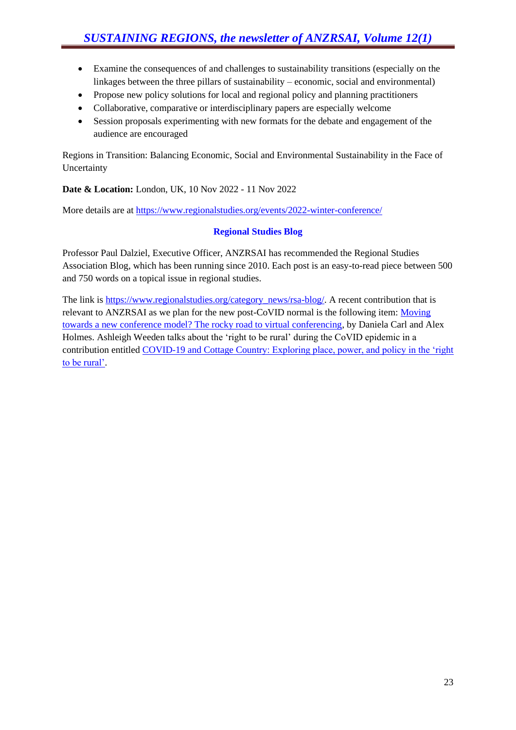- Examine the consequences of and challenges to sustainability transitions (especially on the linkages between the three pillars of sustainability – economic, social and environmental)
- Propose new policy solutions for local and regional policy and planning practitioners
- Collaborative, comparative or interdisciplinary papers are especially welcome
- Session proposals experimenting with new formats for the debate and engagement of the audience are encouraged

Regions in Transition: Balancing Economic, Social and Environmental Sustainability in the Face of Uncertainty

**Date & Location:** London, UK, 10 Nov 2022 - 11 Nov 2022

More details are at https://www.regionalstudies.org/events/2022-winter-conference/

### Regional Studies Blog

Professor Paul Dalziel, Executive Officer, ANZRSAI has recommended the Regional Studies Association Blog, which has been running since 2010. Each post is an easy-to-read piece between 500 and 750 words on a topical issue in regional studies.

The link is https://www.regionalstudies.org/category_news/rsa-blog/. A recent contribution that is relevant to ANZRSAI as we plan for the new post-CoVID normal is the following item: Moving towards a new conference model? The rocky road to virtual conferencing, by Daniela Carl and Alex Holmes. Ashleigh Weeden talks about the 'right to be rural' during the CoVID epidemic in a contribution entitled COVID-19 and Cottage Country: Exploring place, power, and policy in the 'right to be rural'.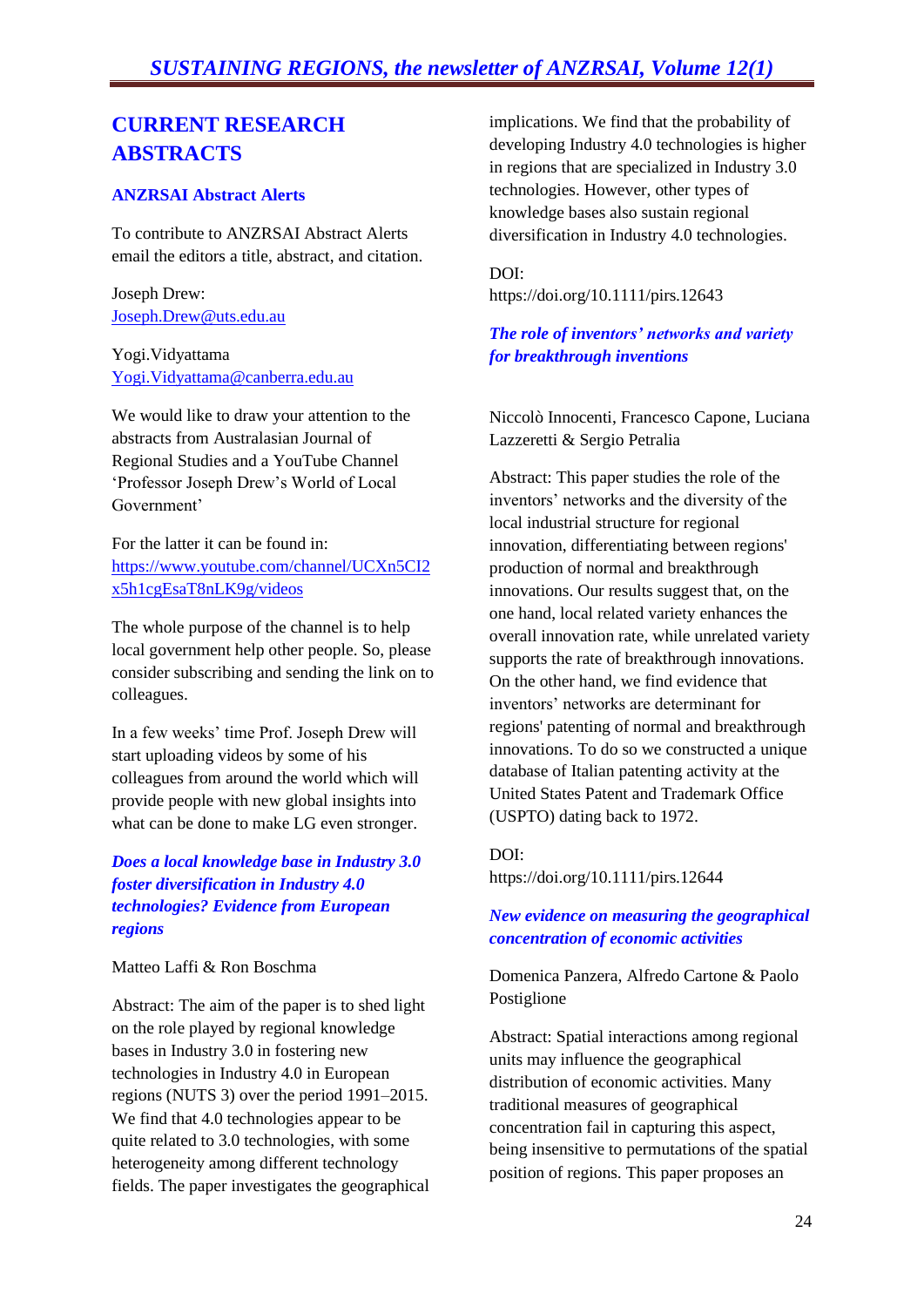## CURRENT RESEARCH ABSTRACTS

### ANZRSAI Abstract Alerts

To contribute to ANZRSAI Abstract Alerts email the editors a title, abstract, and citation.

Joseph Drew:
Joseph.Drew@uts.edu.au

Yogi.Vidyattama
Yogi.Vidyattama@canberra.edu.au

We would like to draw your attention to the abstracts from Australasian Journal of Regional Studies and a YouTube Channel 'Professor Joseph Drew's World of Local Government'

For the latter it can be found in:
https://www.youtube.com/channel/UCXn5CI2x5h1cgEsaT8nLK9g/videos

The whole purpose of the channel is to help local government help other people. So, please consider subscribing and sending the link on to colleagues.

In a few weeks' time Prof. Joseph Drew will start uploading videos by some of his colleagues from around the world which will provide people with new global insights into what can be done to make LG even stronger.

#### *Does a local knowledge base in Industry 3.0 foster diversification in Industry 4.0 technologies? Evidence from European regions*

Matteo Laffi & Ron Boschma

Abstract: The aim of the paper is to shed light on the role played by regional knowledge bases in Industry 3.0 in fostering new technologies in Industry 4.0 in European regions (NUTS 3) over the period 1991–2015. We find that 4.0 technologies appear to be quite related to 3.0 technologies, with some heterogeneity among different technology fields. The paper investigates the geographical implications. We find that the probability of developing Industry 4.0 technologies is higher in regions that are specialized in Industry 3.0 technologies. However, other types of knowledge bases also sustain regional diversification in Industry 4.0 technologies.

DOI:
https://doi.org/10.1111/pirs.12643

#### *The role of inventors' networks and variety for breakthrough inventions*

Niccolò Innocenti, Francesco Capone, Luciana Lazzeretti & Sergio Petralia

Abstract: This paper studies the role of the inventors' networks and the diversity of the local industrial structure for regional innovation, differentiating between regions' production of normal and breakthrough innovations. Our results suggest that, on the one hand, local related variety enhances the overall innovation rate, while unrelated variety supports the rate of breakthrough innovations. On the other hand, we find evidence that inventors' networks are determinant for regions' patenting of normal and breakthrough innovations. To do so we constructed a unique database of Italian patenting activity at the United States Patent and Trademark Office (USPTO) dating back to 1972.

DOI:
https://doi.org/10.1111/pirs.12644

#### *New evidence on measuring the geographical concentration of economic activities*

Domenica Panzera, Alfredo Cartone & Paolo Postiglione

Abstract: Spatial interactions among regional units may influence the geographical distribution of economic activities. Many traditional measures of geographical concentration fail in capturing this aspect, being insensitive to permutations of the spatial position of regions. This paper proposes an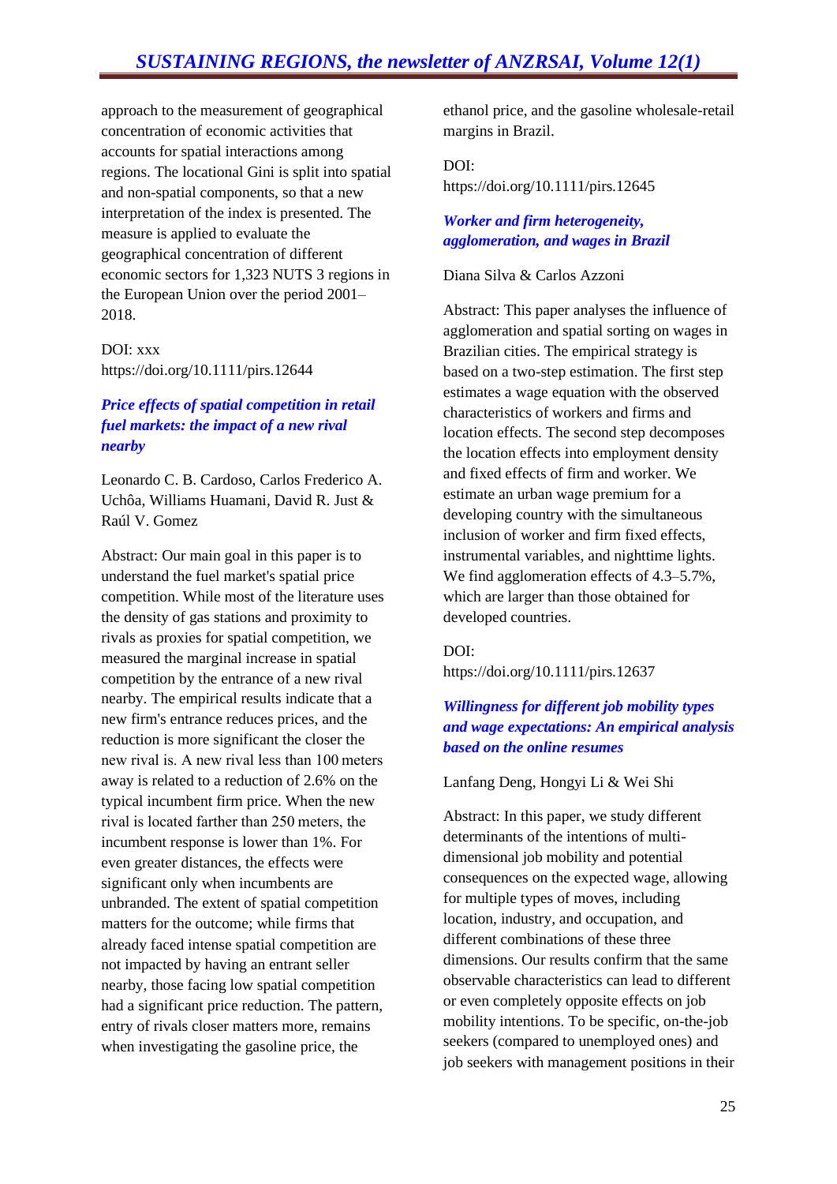approach to the measurement of geographical concentration of economic activities that accounts for spatial interactions among regions. The locational Gini is split into spatial and non-spatial components, so that a new interpretation of the index is presented. The measure is applied to evaluate the geographical concentration of different economic sectors for 1,323 NUTS 3 regions in the European Union over the period 2001–2018.

DOI: xxx
https://doi.org/10.1111/pirs.12644

### *Price effects of spatial competition in retail fuel markets: the impact of a new rival nearby*

Leonardo C. B. Cardoso, Carlos Frederico A. Uchôa, Williams Huamani, David R. Just & Raúl V. Gomez

Abstract: Our main goal in this paper is to understand the fuel market's spatial price competition. While most of the literature uses the density of gas stations and proximity to rivals as proxies for spatial competition, we measured the marginal increase in spatial competition by the entrance of a new rival nearby. The empirical results indicate that a new firm's entrance reduces prices, and the reduction is more significant the closer the new rival is. A new rival less than 100 meters away is related to a reduction of 2.6% on the typical incumbent firm price. When the new rival is located farther than 250 meters, the incumbent response is lower than 1%. For even greater distances, the effects were significant only when incumbents are unbranded. The extent of spatial competition matters for the outcome; while firms that already faced intense spatial competition are not impacted by having an entrant seller nearby, those facing low spatial competition had a significant price reduction. The pattern, entry of rivals closer matters more, remains when investigating the gasoline price, the ethanol price, and the gasoline wholesale-retail margins in Brazil.

DOI:
https://doi.org/10.1111/pirs.12645

### *Worker and firm heterogeneity, agglomeration, and wages in Brazil*

Diana Silva & Carlos Azzoni

Abstract: This paper analyses the influence of agglomeration and spatial sorting on wages in Brazilian cities. The empirical strategy is based on a two-step estimation. The first step estimates a wage equation with the observed characteristics of workers and firms and location effects. The second step decomposes the location effects into employment density and fixed effects of firm and worker. We estimate an urban wage premium for a developing country with the simultaneous inclusion of worker and firm fixed effects, instrumental variables, and nighttime lights. We find agglomeration effects of 4.3–5.7%, which are larger than those obtained for developed countries.

DOI:
https://doi.org/10.1111/pirs.12637

### *Willingness for different job mobility types and wage expectations: An empirical analysis based on the online resumes*

Lanfang Deng, Hongyi Li & Wei Shi

Abstract: In this paper, we study different determinants of the intentions of multi-dimensional job mobility and potential consequences on the expected wage, allowing for multiple types of moves, including location, industry, and occupation, and different combinations of these three dimensions. Our results confirm that the same observable characteristics can lead to different or even completely opposite effects on job mobility intentions. To be specific, on-the-job seekers (compared to unemployed ones) and job seekers with management positions in their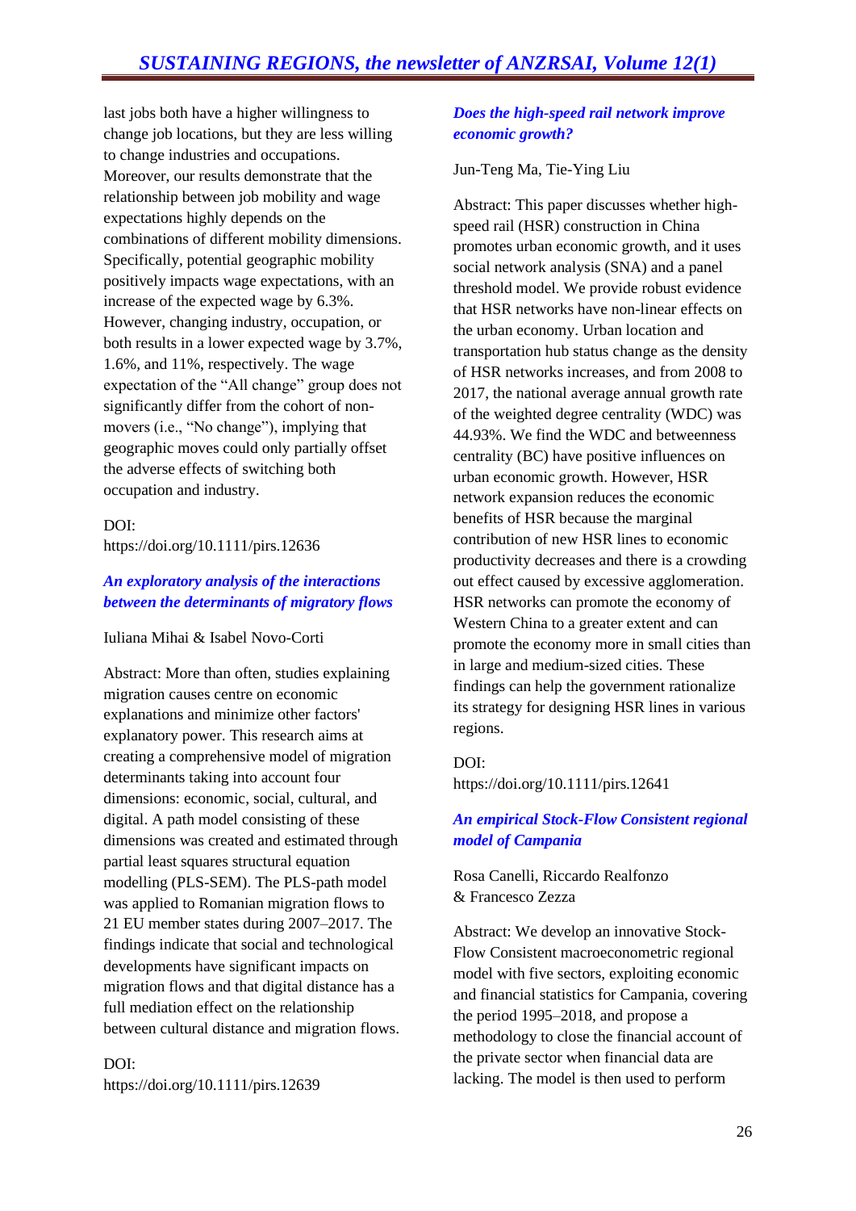last jobs both have a higher willingness to change job locations, but they are less willing to change industries and occupations. Moreover, our results demonstrate that the relationship between job mobility and wage expectations highly depends on the combinations of different mobility dimensions. Specifically, potential geographic mobility positively impacts wage expectations, with an increase of the expected wage by 6.3%. However, changing industry, occupation, or both results in a lower expected wage by 3.7%, 1.6%, and 11%, respectively. The wage expectation of the "All change" group does not significantly differ from the cohort of non-movers (i.e., "No change"), implying that geographic moves could only partially offset the adverse effects of switching both occupation and industry.

DOI:
https://doi.org/10.1111/pirs.12636

### *An exploratory analysis of the interactions between the determinants of migratory flows*

Iuliana Mihai & Isabel Novo-Corti

Abstract: More than often, studies explaining migration causes centre on economic explanations and minimize other factors' explanatory power. This research aims at creating a comprehensive model of migration determinants taking into account four dimensions: economic, social, cultural, and digital. A path model consisting of these dimensions was created and estimated through partial least squares structural equation modelling (PLS-SEM). The PLS-path model was applied to Romanian migration flows to 21 EU member states during 2007–2017. The findings indicate that social and technological developments have significant impacts on migration flows and that digital distance has a full mediation effect on the relationship between cultural distance and migration flows.

DOI:
https://doi.org/10.1111/pirs.12639

### *Does the high-speed rail network improve economic growth?*

Jun-Teng Ma, Tie-Ying Liu

Abstract: This paper discusses whether high-speed rail (HSR) construction in China promotes urban economic growth, and it uses social network analysis (SNA) and a panel threshold model. We provide robust evidence that HSR networks have non-linear effects on the urban economy. Urban location and transportation hub status change as the density of HSR networks increases, and from 2008 to 2017, the national average annual growth rate of the weighted degree centrality (WDC) was 44.93%. We find the WDC and betweenness centrality (BC) have positive influences on urban economic growth. However, HSR network expansion reduces the economic benefits of HSR because the marginal contribution of new HSR lines to economic productivity decreases and there is a crowding out effect caused by excessive agglomeration. HSR networks can promote the economy of Western China to a greater extent and can promote the economy more in small cities than in large and medium-sized cities. These findings can help the government rationalize its strategy for designing HSR lines in various regions.

DOI:
https://doi.org/10.1111/pirs.12641

### *An empirical Stock-Flow Consistent regional model of Campania*

Rosa Canelli, Riccardo Realfonzo & Francesco Zezza

Abstract: We develop an innovative Stock-Flow Consistent macroeconometric regional model with five sectors, exploiting economic and financial statistics for Campania, covering the period 1995–2018, and propose a methodology to close the financial account of the private sector when financial data are lacking. The model is then used to perform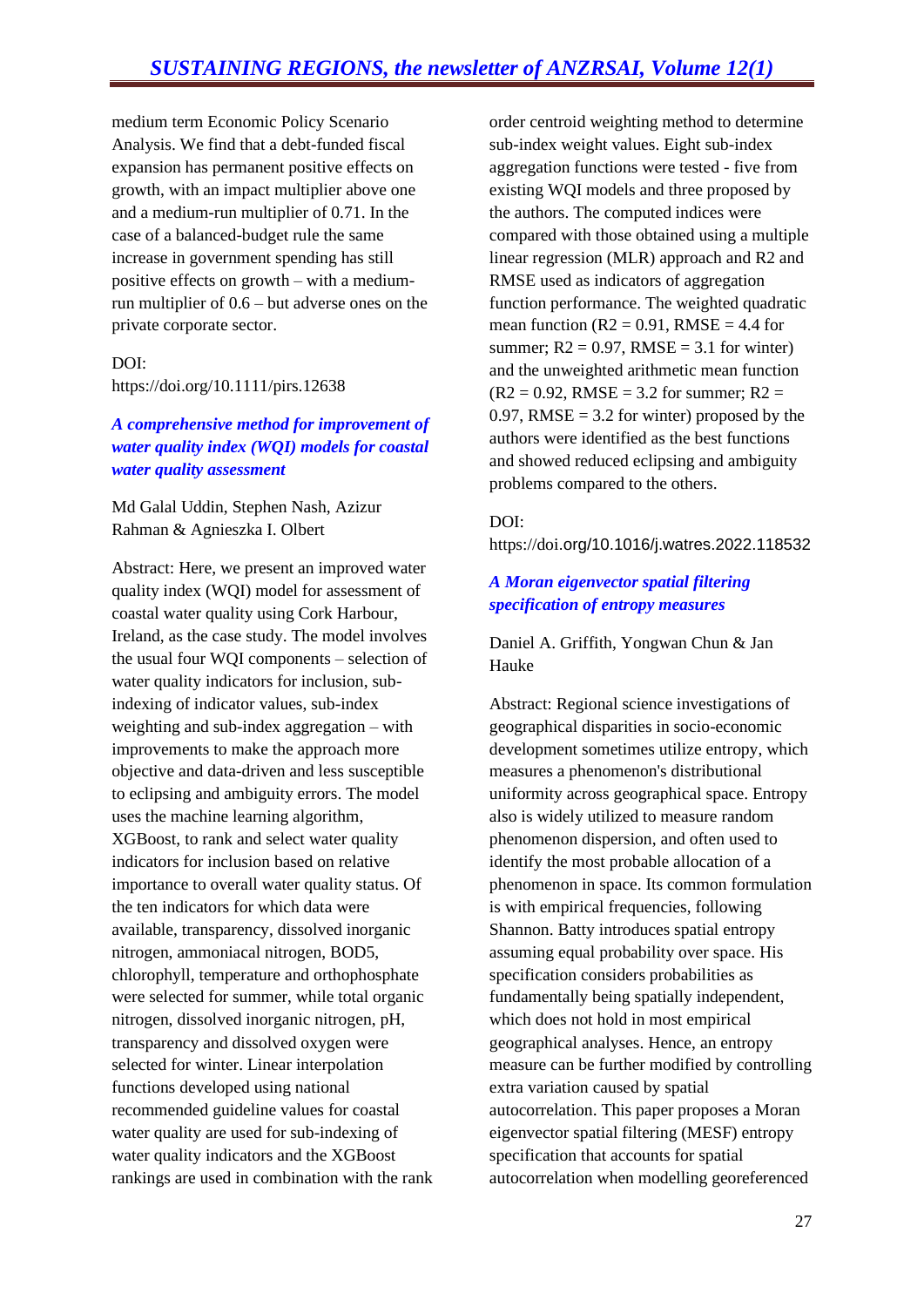medium term Economic Policy Scenario Analysis. We find that a debt-funded fiscal expansion has permanent positive effects on growth, with an impact multiplier above one and a medium-run multiplier of 0.71. In the case of a balanced-budget rule the same increase in government spending has still positive effects on growth – with a medium-run multiplier of 0.6 – but adverse ones on the private corporate sector.

DOI:
https://doi.org/10.1111/pirs.12638

### *A comprehensive method for improvement of water quality index (WQI) models for coastal water quality assessment*

Md Galal Uddin, Stephen Nash, Azizur Rahman & Agnieszka I. Olbert

Abstract: Here, we present an improved water quality index (WQI) model for assessment of coastal water quality using Cork Harbour, Ireland, as the case study. The model involves the usual four WQI components – selection of water quality indicators for inclusion, sub-indexing of indicator values, sub-index weighting and sub-index aggregation – with improvements to make the approach more objective and data-driven and less susceptible to eclipsing and ambiguity errors. The model uses the machine learning algorithm, XGBoost, to rank and select water quality indicators for inclusion based on relative importance to overall water quality status. Of the ten indicators for which data were available, transparency, dissolved inorganic nitrogen, ammoniacal nitrogen, BOD5, chlorophyll, temperature and orthophosphate were selected for summer, while total organic nitrogen, dissolved inorganic nitrogen, pH, transparency and dissolved oxygen were selected for winter. Linear interpolation functions developed using national recommended guideline values for coastal water quality are used for sub-indexing of water quality indicators and the XGBoost rankings are used in combination with the rank order centroid weighting method to determine sub-index weight values. Eight sub-index aggregation functions were tested - five from existing WQI models and three proposed by the authors. The computed indices were compared with those obtained using a multiple linear regression (MLR) approach and R2 and RMSE used as indicators of aggregation function performance. The weighted quadratic mean function (R2 = 0.91, RMSE = 4.4 for summer; R2 = 0.97, RMSE = 3.1 for winter) and the unweighted arithmetic mean function (R2 = 0.92, RMSE = 3.2 for summer; R2 = 0.97, RMSE = 3.2 for winter) proposed by the authors were identified as the best functions and showed reduced eclipsing and ambiguity problems compared to the others.

DOI:
https://doi.org/10.1016/j.watres.2022.118532

### *A Moran eigenvector spatial filtering specification of entropy measures*

Daniel A. Griffith, Yongwan Chun & Jan Hauke

Abstract: Regional science investigations of geographical disparities in socio-economic development sometimes utilize entropy, which measures a phenomenon's distributional uniformity across geographical space. Entropy also is widely utilized to measure random phenomenon dispersion, and often used to identify the most probable allocation of a phenomenon in space. Its common formulation is with empirical frequencies, following Shannon. Batty introduces spatial entropy assuming equal probability over space. His specification considers probabilities as fundamentally being spatially independent, which does not hold in most empirical geographical analyses. Hence, an entropy measure can be further modified by controlling extra variation caused by spatial autocorrelation. This paper proposes a Moran eigenvector spatial filtering (MESF) entropy specification that accounts for spatial autocorrelation when modelling georeferenced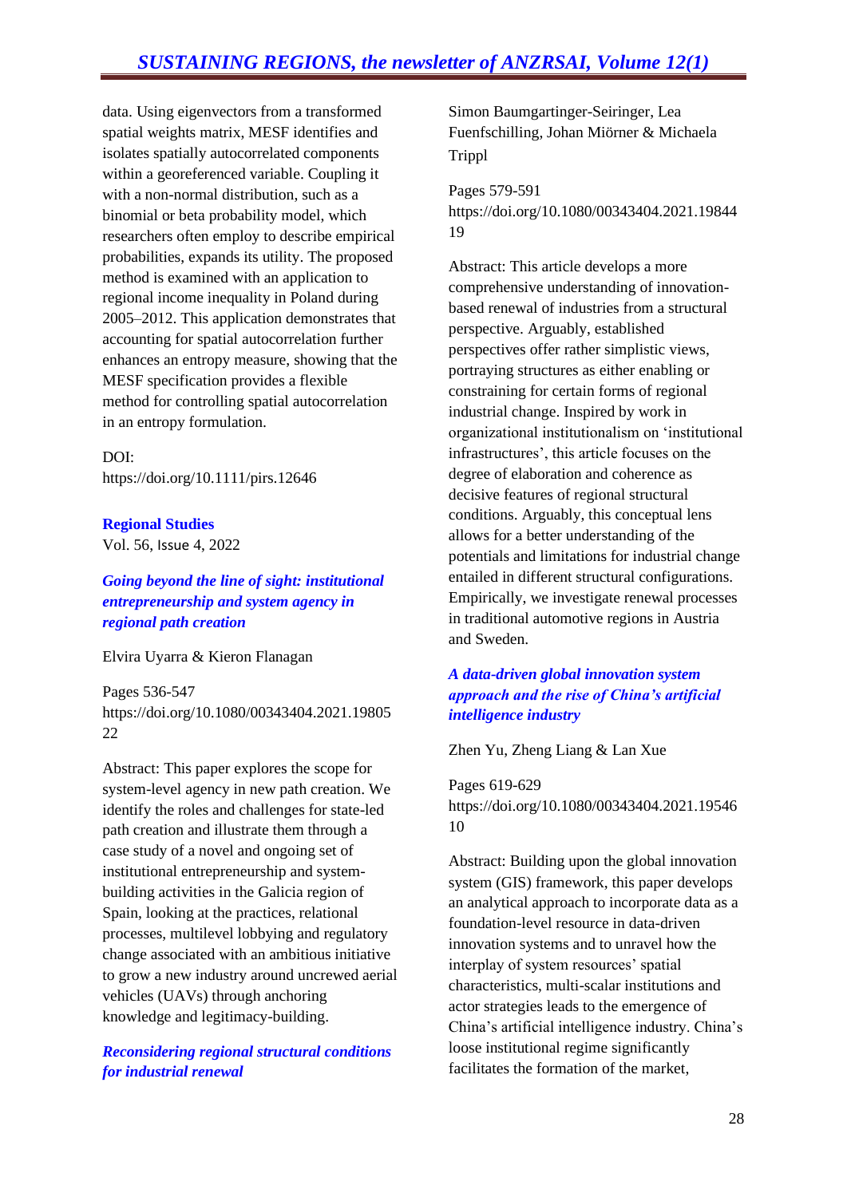data. Using eigenvectors from a transformed spatial weights matrix, MESF identifies and isolates spatially autocorrelated components within a georeferenced variable. Coupling it with a non-normal distribution, such as a binomial or beta probability model, which researchers often employ to describe empirical probabilities, expands its utility. The proposed method is examined with an application to regional income inequality in Poland during 2005–2012. This application demonstrates that accounting for spatial autocorrelation further enhances an entropy measure, showing that the MESF specification provides a flexible method for controlling spatial autocorrelation in an entropy formulation.

DOI: https://doi.org/10.1111/pirs.12646

**Regional Studies**

Vol. 56, Issue 4, 2022

***Going beyond the line of sight: institutional entrepreneurship and system agency in regional path creation***

Elvira Uyarra & Kieron Flanagan

Pages 536-547
https://doi.org/10.1080/00343404.2021.1980522

Abstract: This paper explores the scope for system-level agency in new path creation. We identify the roles and challenges for state-led path creation and illustrate them through a case study of a novel and ongoing set of institutional entrepreneurship and system-building activities in the Galicia region of Spain, looking at the practices, relational processes, multilevel lobbying and regulatory change associated with an ambitious initiative to grow a new industry around uncrewed aerial vehicles (UAVs) through anchoring knowledge and legitimacy-building.

***Reconsidering regional structural conditions for industrial renewal***

Simon Baumgartinger-Seiringer, Lea Fuenfschilling, Johan Miörner & Michaela Trippl

Pages 579-591
https://doi.org/10.1080/00343404.2021.1984419

Abstract: This article develops a more comprehensive understanding of innovation-based renewal of industries from a structural perspective. Arguably, established perspectives offer rather simplistic views, portraying structures as either enabling or constraining for certain forms of regional industrial change. Inspired by work in organizational institutionalism on 'institutional infrastructures', this article focuses on the degree of elaboration and coherence as decisive features of regional structural conditions. Arguably, this conceptual lens allows for a better understanding of the potentials and limitations for industrial change entailed in different structural configurations. Empirically, we investigate renewal processes in traditional automotive regions in Austria and Sweden.

***A data-driven global innovation system approach and the rise of China's artificial intelligence industry***

Zhen Yu, Zheng Liang & Lan Xue

Pages 619-629
https://doi.org/10.1080/00343404.2021.1954610

Abstract: Building upon the global innovation system (GIS) framework, this paper develops an analytical approach to incorporate data as a foundation-level resource in data-driven innovation systems and to unravel how the interplay of system resources' spatial characteristics, multi-scalar institutions and actor strategies leads to the emergence of China's artificial intelligence industry. China's loose institutional regime significantly facilitates the formation of the market,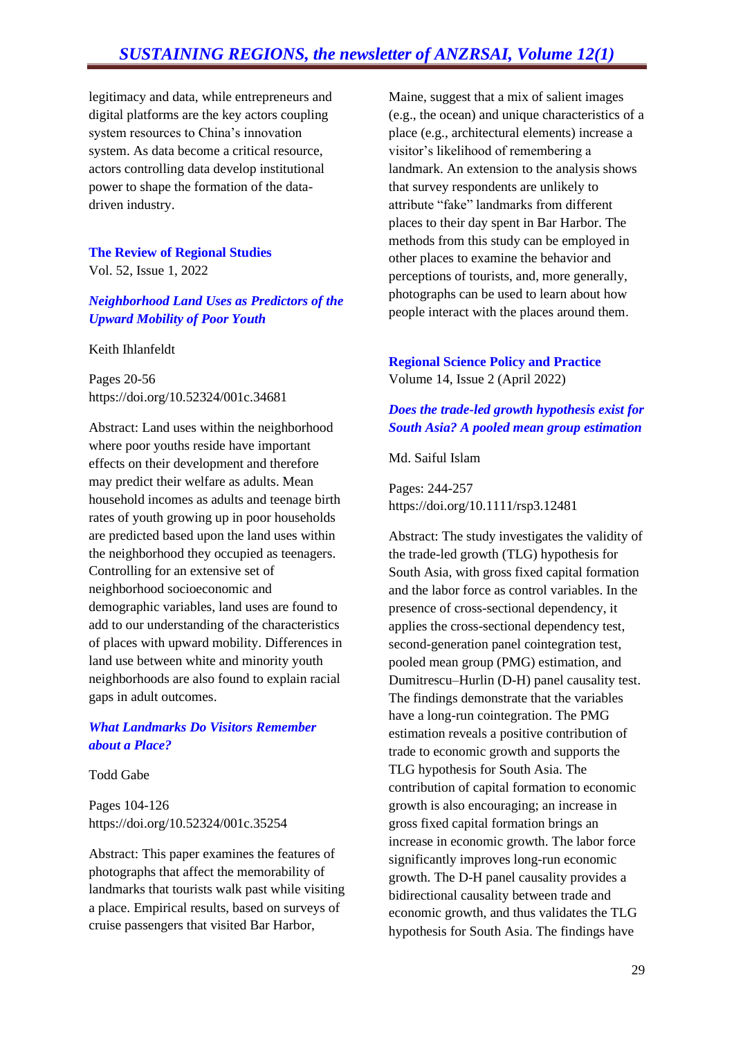legitimacy and data, while entrepreneurs and digital platforms are the key actors coupling system resources to China's innovation system. As data become a critical resource, actors controlling data develop institutional power to shape the formation of the data-driven industry.

**The Review of Regional Studies**
Vol. 52, Issue 1, 2022

***Neighborhood Land Uses as Predictors of the Upward Mobility of Poor Youth***

Keith Ihlanfeldt

Pages 20-56
https://doi.org/10.52324/001c.34681

Abstract: Land uses within the neighborhood where poor youths reside have important effects on their development and therefore may predict their welfare as adults. Mean household incomes as adults and teenage birth rates of youth growing up in poor households are predicted based upon the land uses within the neighborhood they occupied as teenagers. Controlling for an extensive set of neighborhood socioeconomic and demographic variables, land uses are found to add to our understanding of the characteristics of places with upward mobility. Differences in land use between white and minority youth neighborhoods are also found to explain racial gaps in adult outcomes.

***What Landmarks Do Visitors Remember about a Place?***

Todd Gabe

Pages 104-126
https://doi.org/10.52324/001c.35254

Abstract: This paper examines the features of photographs that affect the memorability of landmarks that tourists walk past while visiting a place. Empirical results, based on surveys of cruise passengers that visited Bar Harbor, Maine, suggest that a mix of salient images (e.g., the ocean) and unique characteristics of a place (e.g., architectural elements) increase a visitor's likelihood of remembering a landmark. An extension to the analysis shows that survey respondents are unlikely to attribute "fake" landmarks from different places to their day spent in Bar Harbor. The methods from this study can be employed in other places to examine the behavior and perceptions of tourists, and, more generally, photographs can be used to learn about how people interact with the places around them.

**Regional Science Policy and Practice**
Volume 14, Issue 2 (April 2022)

***Does the trade-led growth hypothesis exist for South Asia? A pooled mean group estimation***

Md. Saiful Islam

Pages: 244-257
https://doi.org/10.1111/rsp3.12481

Abstract: The study investigates the validity of the trade-led growth (TLG) hypothesis for South Asia, with gross fixed capital formation and the labor force as control variables. In the presence of cross-sectional dependency, it applies the cross-sectional dependency test, second-generation panel cointegration test, pooled mean group (PMG) estimation, and Dumitrescu–Hurlin (D-H) panel causality test. The findings demonstrate that the variables have a long-run cointegration. The PMG estimation reveals a positive contribution of trade to economic growth and supports the TLG hypothesis for South Asia. The contribution of capital formation to economic growth is also encouraging; an increase in gross fixed capital formation brings an increase in economic growth. The labor force significantly improves long-run economic growth. The D-H panel causality provides a bidirectional causality between trade and economic growth, and thus validates the TLG hypothesis for South Asia. The findings have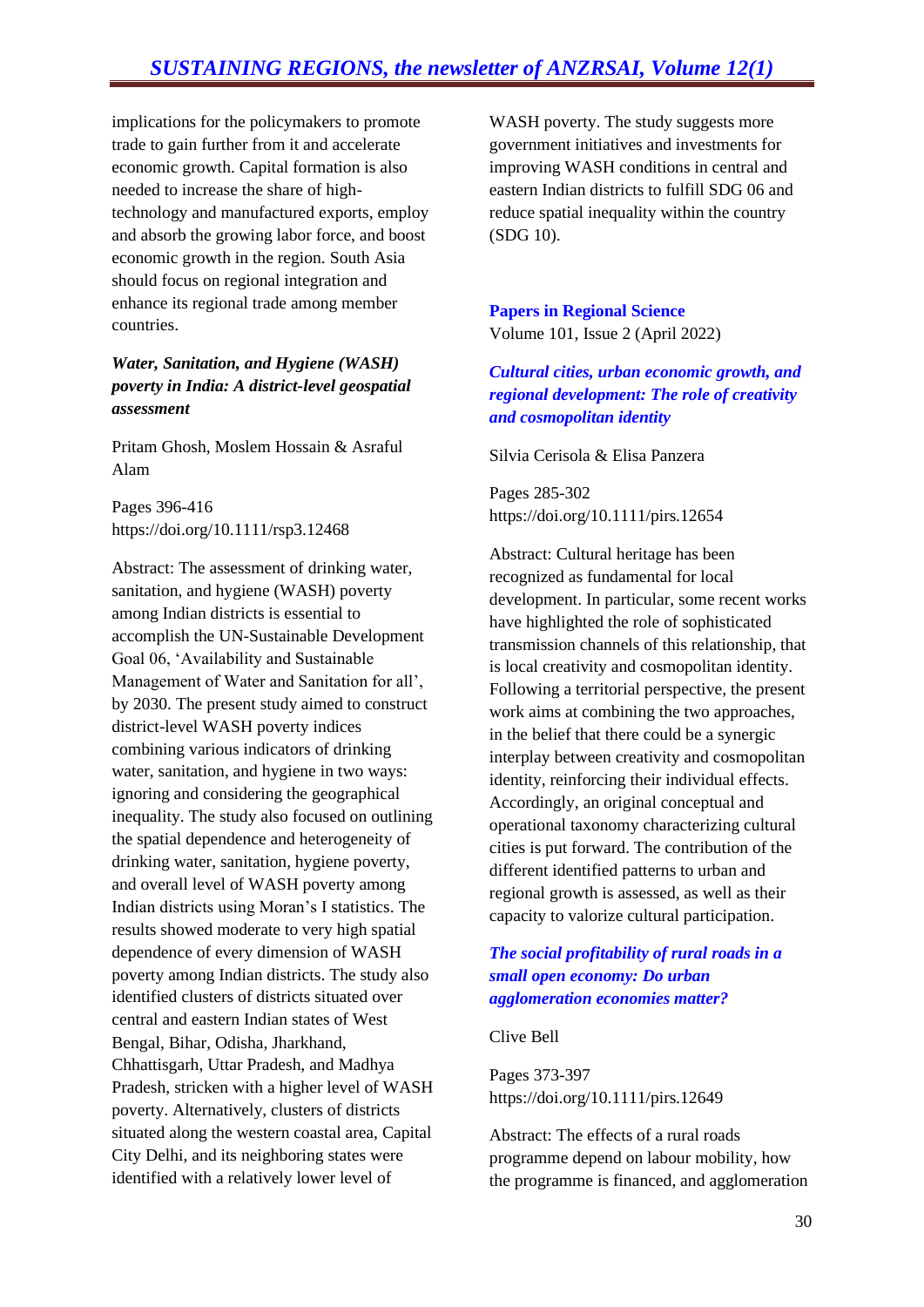implications for the policymakers to promote trade to gain further from it and accelerate economic growth. Capital formation is also needed to increase the share of high-technology and manufactured exports, employ and absorb the growing labor force, and boost economic growth in the region. South Asia should focus on regional integration and enhance its regional trade among member countries.

***Water, Sanitation, and Hygiene (WASH) poverty in India: A district-level geospatial assessment***

Pritam Ghosh, Moslem Hossain & Asraful Alam

Pages 396-416
https://doi.org/10.1111/rsp3.12468

Abstract: The assessment of drinking water, sanitation, and hygiene (WASH) poverty among Indian districts is essential to accomplish the UN-Sustainable Development Goal 06, 'Availability and Sustainable Management of Water and Sanitation for all', by 2030. The present study aimed to construct district-level WASH poverty indices combining various indicators of drinking water, sanitation, and hygiene in two ways: ignoring and considering the geographical inequality. The study also focused on outlining the spatial dependence and heterogeneity of drinking water, sanitation, hygiene poverty, and overall level of WASH poverty among Indian districts using Moran's I statistics. The results showed moderate to very high spatial dependence of every dimension of WASH poverty among Indian districts. The study also identified clusters of districts situated over central and eastern Indian states of West Bengal, Bihar, Odisha, Jharkhand, Chhattisgarh, Uttar Pradesh, and Madhya Pradesh, stricken with a higher level of WASH poverty. Alternatively, clusters of districts situated along the western coastal area, Capital City Delhi, and its neighboring states were identified with a relatively lower level of WASH poverty. The study suggests more government initiatives and investments for improving WASH conditions in central and eastern Indian districts to fulfill SDG 06 and reduce spatial inequality within the country (SDG 10).

**Papers in Regional Science**
Volume 101, Issue 2 (April 2022)

***Cultural cities, urban economic growth, and regional development: The role of creativity and cosmopolitan identity***

Silvia Cerisola & Elisa Panzera

Pages 285-302
https://doi.org/10.1111/pirs.12654

Abstract: Cultural heritage has been recognized as fundamental for local development. In particular, some recent works have highlighted the role of sophisticated transmission channels of this relationship, that is local creativity and cosmopolitan identity. Following a territorial perspective, the present work aims at combining the two approaches, in the belief that there could be a synergic interplay between creativity and cosmopolitan identity, reinforcing their individual effects. Accordingly, an original conceptual and operational taxonomy characterizing cultural cities is put forward. The contribution of the different identified patterns to urban and regional growth is assessed, as well as their capacity to valorize cultural participation.

***The social profitability of rural roads in a small open economy: Do urban agglomeration economies matter?***

Clive Bell

Pages 373-397
https://doi.org/10.1111/pirs.12649

Abstract: The effects of a rural roads programme depend on labour mobility, how the programme is financed, and agglomeration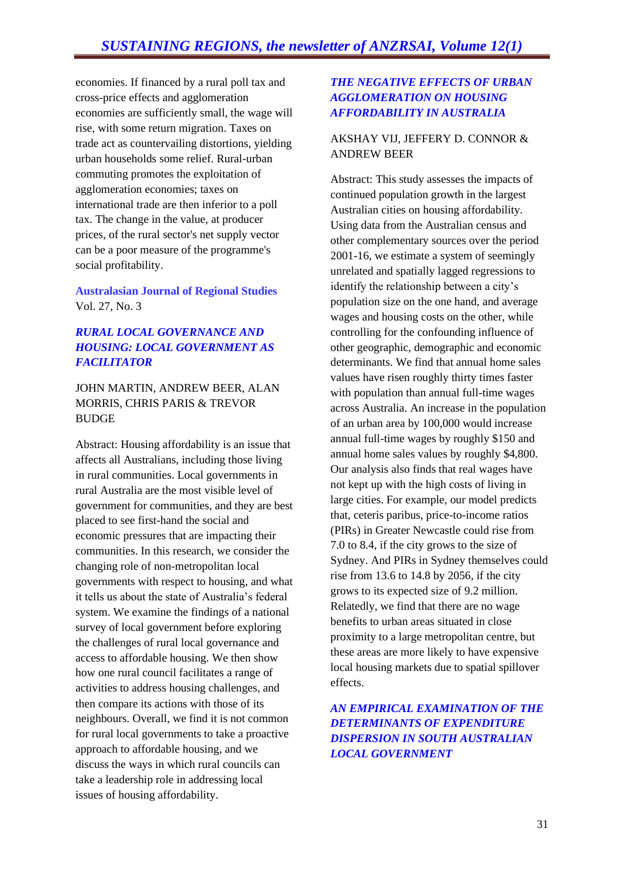economies. If financed by a rural poll tax and cross-price effects and agglomeration economies are sufficiently small, the wage will rise, with some return migration. Taxes on trade act as countervailing distortions, yielding urban households some relief. Rural-urban commuting promotes the exploitation of agglomeration economies; taxes on international trade are then inferior to a poll tax. The change in the value, at producer prices, of the rural sector's net supply vector can be a poor measure of the programme's social profitability.

**Australasian Journal of Regional Studies**
Vol. 27, No. 3

### *RURAL LOCAL GOVERNANCE AND HOUSING: LOCAL GOVERNMENT AS FACILITATOR*

JOHN MARTIN, ANDREW BEER, ALAN MORRIS, CHRIS PARIS & TREVOR BUDGE

Abstract: Housing affordability is an issue that affects all Australians, including those living in rural communities. Local governments in rural Australia are the most visible level of government for communities, and they are best placed to see first-hand the social and economic pressures that are impacting their communities. In this research, we consider the changing role of non-metropolitan local governments with respect to housing, and what it tells us about the state of Australia's federal system. We examine the findings of a national survey of local government before exploring the challenges of rural local governance and access to affordable housing. We then show how one rural council facilitates a range of activities to address housing challenges, and then compare its actions with those of its neighbours. Overall, we find it is not common for rural local governments to take a proactive approach to affordable housing, and we discuss the ways in which rural councils can take a leadership role in addressing local issues of housing affordability.

### *THE NEGATIVE EFFECTS OF URBAN AGGLOMERATION ON HOUSING AFFORDABILITY IN AUSTRALIA*

AKSHAY VIJ, JEFFERY D. CONNOR & ANDREW BEER

Abstract: This study assesses the impacts of continued population growth in the largest Australian cities on housing affordability. Using data from the Australian census and other complementary sources over the period 2001-16, we estimate a system of seemingly unrelated and spatially lagged regressions to identify the relationship between a city's population size on the one hand, and average wages and housing costs on the other, while controlling for the confounding influence of other geographic, demographic and economic determinants. We find that annual home sales values have risen roughly thirty times faster with population than annual full-time wages across Australia. An increase in the population of an urban area by 100,000 would increase annual full-time wages by roughly $150 and annual home sales values by roughly $4,800. Our analysis also finds that real wages have not kept up with the high costs of living in large cities. For example, our model predicts that, ceteris paribus, price-to-income ratios (PIRs) in Greater Newcastle could rise from 7.0 to 8.4, if the city grows to the size of Sydney. And PIRs in Sydney themselves could rise from 13.6 to 14.8 by 2056, if the city grows to its expected size of 9.2 million. Relatedly, we find that there are no wage benefits to urban areas situated in close proximity to a large metropolitan centre, but these areas are more likely to have expensive local housing markets due to spatial spillover effects.

### *AN EMPIRICAL EXAMINATION OF THE DETERMINANTS OF EXPENDITURE DISPERSION IN SOUTH AUSTRALIAN LOCAL GOVERNMENT*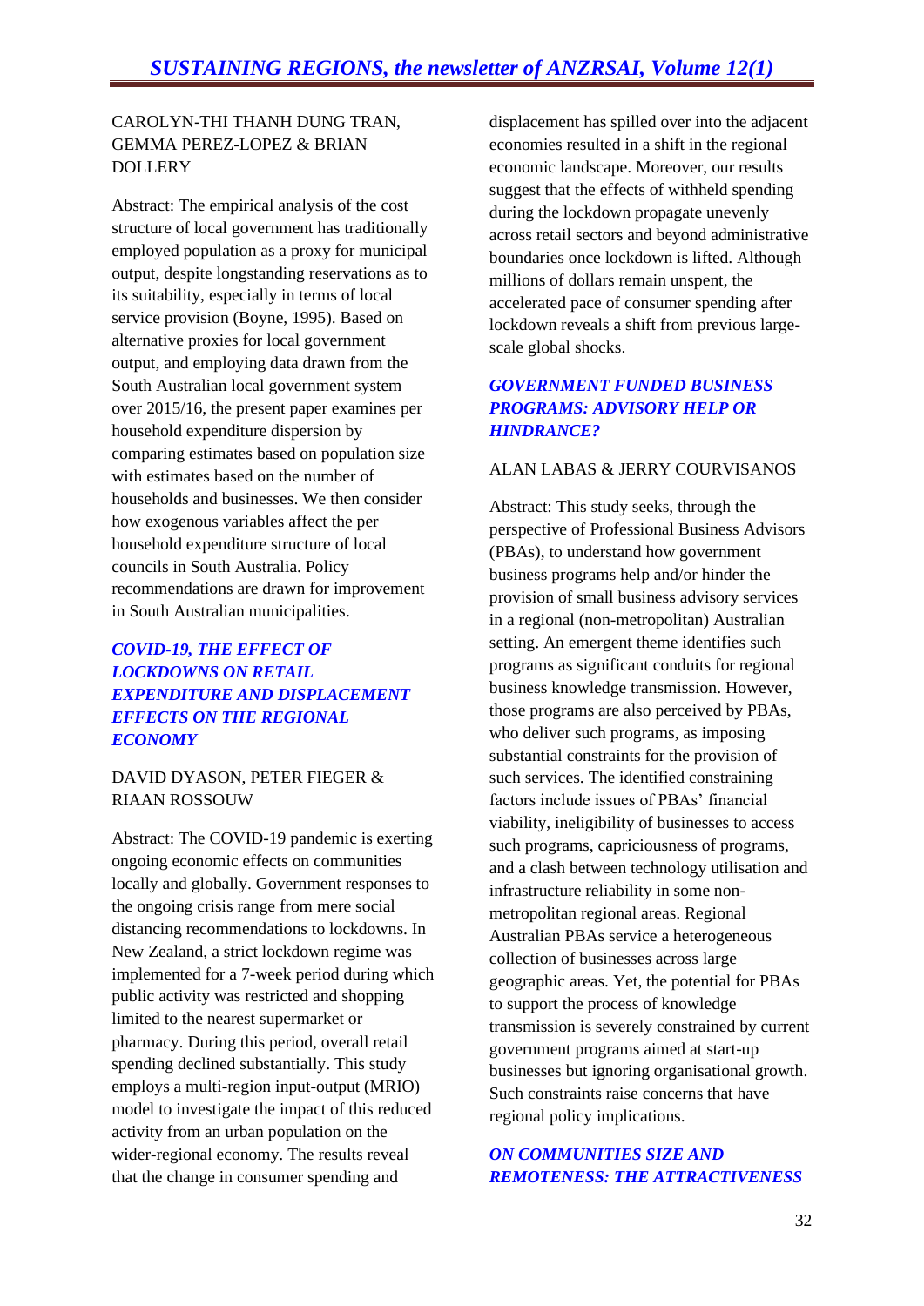CAROLYN-THI THANH DUNG TRAN, GEMMA PEREZ-LOPEZ & BRIAN DOLLERY

Abstract: The empirical analysis of the cost structure of local government has traditionally employed population as a proxy for municipal output, despite longstanding reservations as to its suitability, especially in terms of local service provision (Boyne, 1995). Based on alternative proxies for local government output, and employing data drawn from the South Australian local government system over 2015/16, the present paper examines per household expenditure dispersion by comparing estimates based on population size with estimates based on the number of households and businesses. We then consider how exogenous variables affect the per household expenditure structure of local councils in South Australia. Policy recommendations are drawn for improvement in South Australian municipalities.

### *COVID-19, THE EFFECT OF LOCKDOWNS ON RETAIL EXPENDITURE AND DISPLACEMENT EFFECTS ON THE REGIONAL ECONOMY*

DAVID DYASON, PETER FIEGER & RIAAN ROSSOUW

Abstract: The COVID-19 pandemic is exerting ongoing economic effects on communities locally and globally. Government responses to the ongoing crisis range from mere social distancing recommendations to lockdowns. In New Zealand, a strict lockdown regime was implemented for a 7-week period during which public activity was restricted and shopping limited to the nearest supermarket or pharmacy. During this period, overall retail spending declined substantially. This study employs a multi-region input-output (MRIO) model to investigate the impact of this reduced activity from an urban population on the wider-regional economy. The results reveal that the change in consumer spending and displacement has spilled over into the adjacent economies resulted in a shift in the regional economic landscape. Moreover, our results suggest that the effects of withheld spending during the lockdown propagate unevenly across retail sectors and beyond administrative boundaries once lockdown is lifted. Although millions of dollars remain unspent, the accelerated pace of consumer spending after lockdown reveals a shift from previous large-scale global shocks.

### *GOVERNMENT FUNDED BUSINESS PROGRAMS: ADVISORY HELP OR HINDRANCE?*

ALAN LABAS & JERRY COURVISANOS

Abstract: This study seeks, through the perspective of Professional Business Advisors (PBAs), to understand how government business programs help and/or hinder the provision of small business advisory services in a regional (non-metropolitan) Australian setting. An emergent theme identifies such programs as significant conduits for regional business knowledge transmission. However, those programs are also perceived by PBAs, who deliver such programs, as imposing substantial constraints for the provision of such services. The identified constraining factors include issues of PBAs' financial viability, ineligibility of businesses to access such programs, capriciousness of programs, and a clash between technology utilisation and infrastructure reliability in some non-metropolitan regional areas. Regional Australian PBAs service a heterogeneous collection of businesses across large geographic areas. Yet, the potential for PBAs to support the process of knowledge transmission is severely constrained by current government programs aimed at start-up businesses but ignoring organisational growth. Such constraints raise concerns that have regional policy implications.

### *ON COMMUNITIES SIZE AND REMOTENESS: THE ATTRACTIVENESS*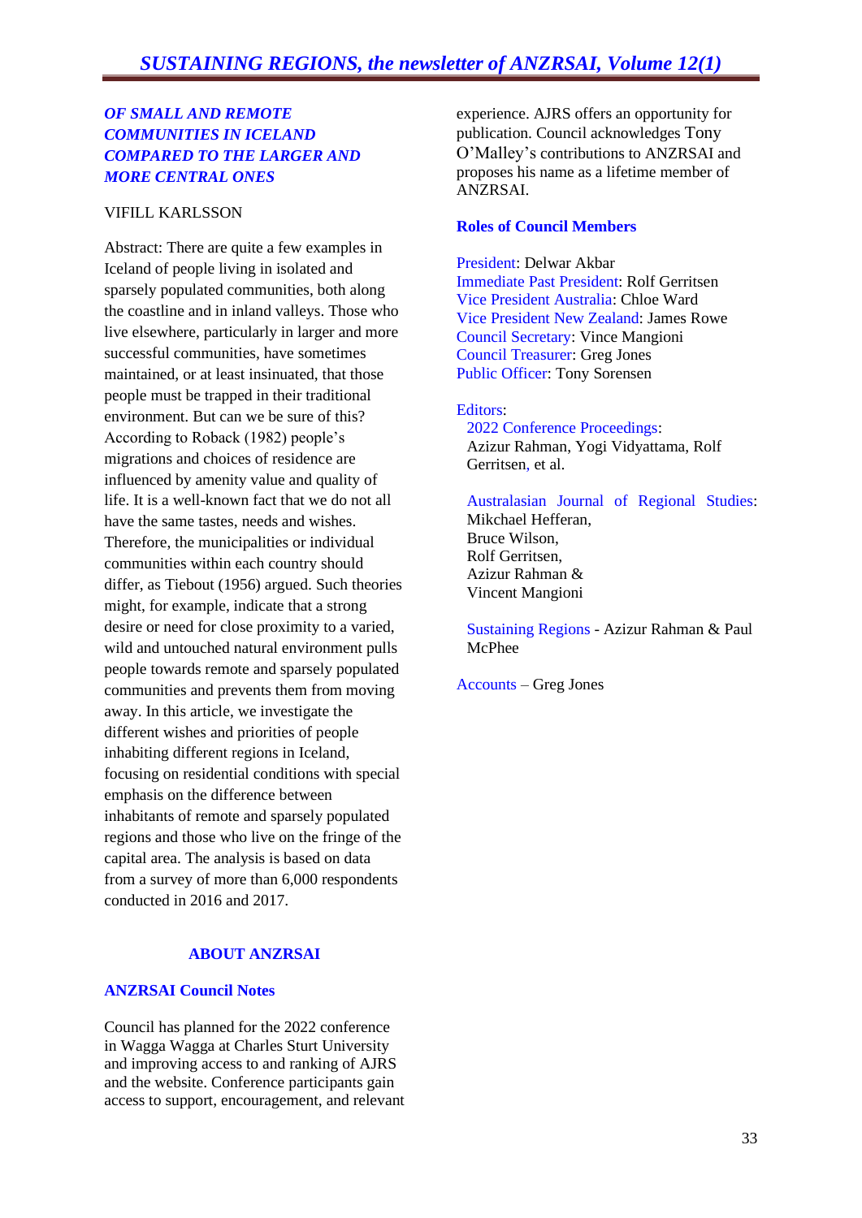***OF SMALL AND REMOTE COMMUNITIES IN ICELAND COMPARED TO THE LARGER AND MORE CENTRAL ONES***

VIFILL KARLSSON

Abstract: There are quite a few examples in Iceland of people living in isolated and sparsely populated communities, both along the coastline and in inland valleys. Those who live elsewhere, particularly in larger and more successful communities, have sometimes maintained, or at least insinuated, that those people must be trapped in their traditional environment. But can we be sure of this? According to Roback (1982) people's migrations and choices of residence are influenced by amenity value and quality of life. It is a well-known fact that we do not all have the same tastes, needs and wishes. Therefore, the municipalities or individual communities within each country should differ, as Tiebout (1956) argued. Such theories might, for example, indicate that a strong desire or need for close proximity to a varied, wild and untouched natural environment pulls people towards remote and sparsely populated communities and prevents them from moving away. In this article, we investigate the different wishes and priorities of people inhabiting different regions in Iceland, focusing on residential conditions with special emphasis on the difference between inhabitants of remote and sparsely populated regions and those who live on the fringe of the capital area. The analysis is based on data from a survey of more than 6,000 respondents conducted in 2016 and 2017.

## ABOUT ANZRSAI

### ANZRSAI Council Notes

Council has planned for the 2022 conference in Wagga Wagga at Charles Sturt University and improving access to and ranking of AJRS and the website. Conference participants gain access to support, encouragement, and relevant experience. AJRS offers an opportunity for publication. Council acknowledges Tony O'Malley's contributions to ANZRSAI and proposes his name as a lifetime member of ANZRSAI.

### Roles of Council Members

President: Delwar Akbar
Immediate Past President: Rolf Gerritsen
Vice President Australia: Chloe Ward
Vice President New Zealand: James Rowe
Council Secretary: Vince Mangioni
Council Treasurer: Greg Jones
Public Officer: Tony Sorensen

Editors:

2022 Conference Proceedings: Azizur Rahman, Yogi Vidyattama, Rolf Gerritsen, et al.

Australasian Journal of Regional Studies: Mikchael Hefferan, Bruce Wilson, Rolf Gerritsen, Azizur Rahman & Vincent Mangioni

Sustaining Regions - Azizur Rahman & Paul McPhee

Accounts – Greg Jones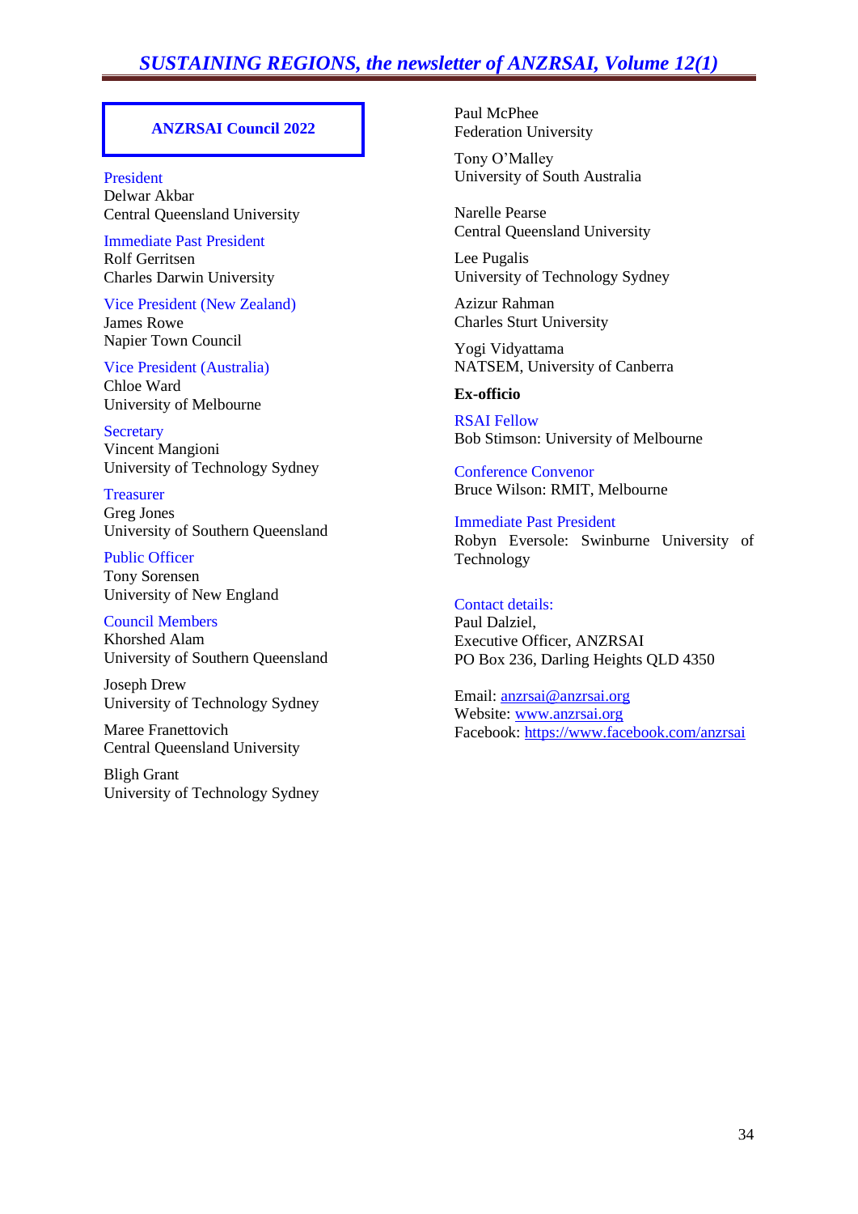## ANZRSAI Council 2022

President
Delwar Akbar
Central Queensland University

Immediate Past President
Rolf Gerritsen
Charles Darwin University

Vice President (New Zealand)
James Rowe
Napier Town Council

Vice President (Australia)
Chloe Ward
University of Melbourne

Secretary
Vincent Mangioni
University of Technology Sydney

Treasurer
Greg Jones
University of Southern Queensland

Public Officer
Tony Sorensen
University of New England

Council Members
Khorshed Alam
University of Southern Queensland

Joseph Drew
University of Technology Sydney

Maree Franettovich
Central Queensland University

Bligh Grant
University of Technology Sydney

Paul McPhee
Federation University

Tony O'Malley
University of South Australia

Narelle Pearse
Central Queensland University

Lee Pugalis
University of Technology Sydney

Azizur Rahman
Charles Sturt University

Yogi Vidyattama
NATSEM, University of Canberra

**Ex-officio**

RSAI Fellow
Bob Stimson: University of Melbourne

Conference Convenor
Bruce Wilson: RMIT, Melbourne

Immediate Past President
Robyn Eversole: Swinburne University of Technology

Contact details:
Paul Dalziel,
Executive Officer, ANZRSAI
PO Box 236, Darling Heights QLD 4350

Email: anzrsai@anzrsai.org
Website: www.anzrsai.org
Facebook: https://www.facebook.com/anzrsai